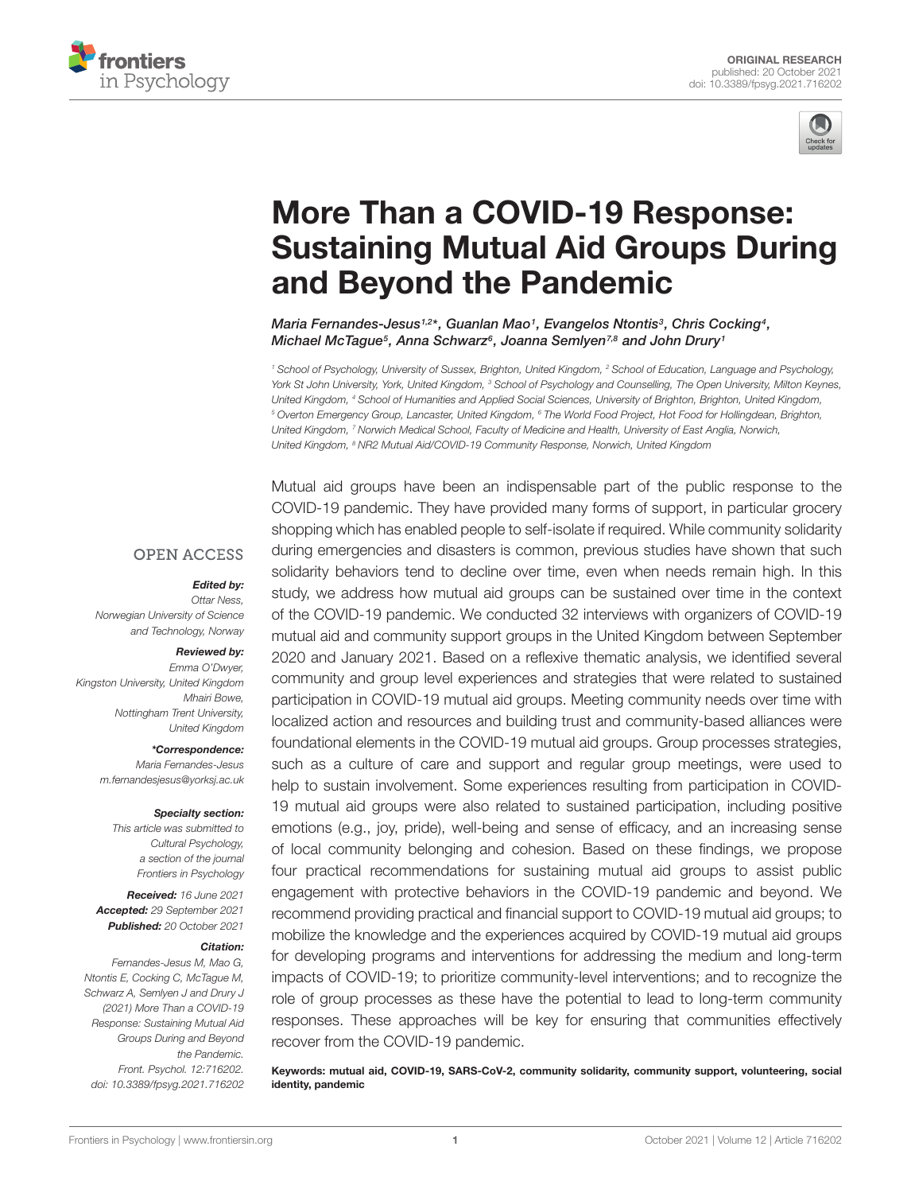ORIGINAL RESEARCH
published: 20 October 2021
doi: 10.3389/fpsyg.2021.716202

# More Than a COVID-19 Response: Sustaining Mutual Aid Groups During and Beyond the Pandemic

*Maria Fernandes-Jesus[1,2]\*, Guanlan Mao[1], Evangelos Ntontis[3], Chris Cocking[4], Michael McTague[5], Anna Schwarz[6], Joanna Semlyen[7,8] and John Drury[1]*

[1] School of Psychology, University of Sussex, Brighton, United Kingdom, [2] School of Education, Language and Psychology, York St John University, York, United Kingdom, [3] School of Psychology and Counselling, The Open University, Milton Keynes, United Kingdom, [4] School of Humanities and Applied Social Sciences, University of Brighton, Brighton, United Kingdom, [5] Overton Emergency Group, Lancaster, United Kingdom, [6] The World Food Project, Hot Food for Hollingdean, Brighton, United Kingdom, [7] Norwich Medical School, Faculty of Medicine and Health, University of East Anglia, Norwich, United Kingdom, [8] NR2 Mutual Aid/COVID-19 Community Response, Norwich, United Kingdom

OPEN ACCESS

**Edited by:**
Ottar Ness,
Norwegian University of Science and Technology, Norway

**Reviewed by:**
Emma O'Dwyer,
Kingston University, United Kingdom
Mhairi Bowe,
Nottingham Trent University, United Kingdom

**\*Correspondence:**
Maria Fernandes-Jesus
m.fernandesjesus@yorksj.ac.uk

**Specialty section:**
This article was submitted to Cultural Psychology, a section of the journal Frontiers in Psychology

**Received:** 16 June 2021
**Accepted:** 29 September 2021
**Published:** 20 October 2021

**Citation:**
Fernandes-Jesus M, Mao G, Ntontis E, Cocking C, McTague M, Schwarz A, Semlyen J and Drury J (2021) More Than a COVID-19 Response: Sustaining Mutual Aid Groups During and Beyond the Pandemic. Front. Psychol. 12:716202. doi: 10.3389/fpsyg.2021.716202

Mutual aid groups have been an indispensable part of the public response to the COVID-19 pandemic. They have provided many forms of support, in particular grocery shopping which has enabled people to self-isolate if required. While community solidarity during emergencies and disasters is common, previous studies have shown that such solidarity behaviors tend to decline over time, even when needs remain high. In this study, we address how mutual aid groups can be sustained over time in the context of the COVID-19 pandemic. We conducted 32 interviews with organizers of COVID-19 mutual aid and community support groups in the United Kingdom between September 2020 and January 2021. Based on a reflexive thematic analysis, we identified several community and group level experiences and strategies that were related to sustained participation in COVID-19 mutual aid groups. Meeting community needs over time with localized action and resources and building trust and community-based alliances were foundational elements in the COVID-19 mutual aid groups. Group processes strategies, such as a culture of care and support and regular group meetings, were used to help to sustain involvement. Some experiences resulting from participation in COVID-19 mutual aid groups were also related to sustained participation, including positive emotions (e.g., joy, pride), well-being and sense of efficacy, and an increasing sense of local community belonging and cohesion. Based on these findings, we propose four practical recommendations for sustaining mutual aid groups to assist public engagement with protective behaviors in the COVID-19 pandemic and beyond. We recommend providing practical and financial support to COVID-19 mutual aid groups; to mobilize the knowledge and the experiences acquired by COVID-19 mutual aid groups for developing programs and interventions for addressing the medium and long-term impacts of COVID-19; to prioritize community-level interventions; and to recognize the role of group processes as these have the potential to lead to long-term community responses. These approaches will be key for ensuring that communities effectively recover from the COVID-19 pandemic.

**Keywords: mutual aid, COVID-19, SARS-CoV-2, community solidarity, community support, volunteering, social identity, pandemic**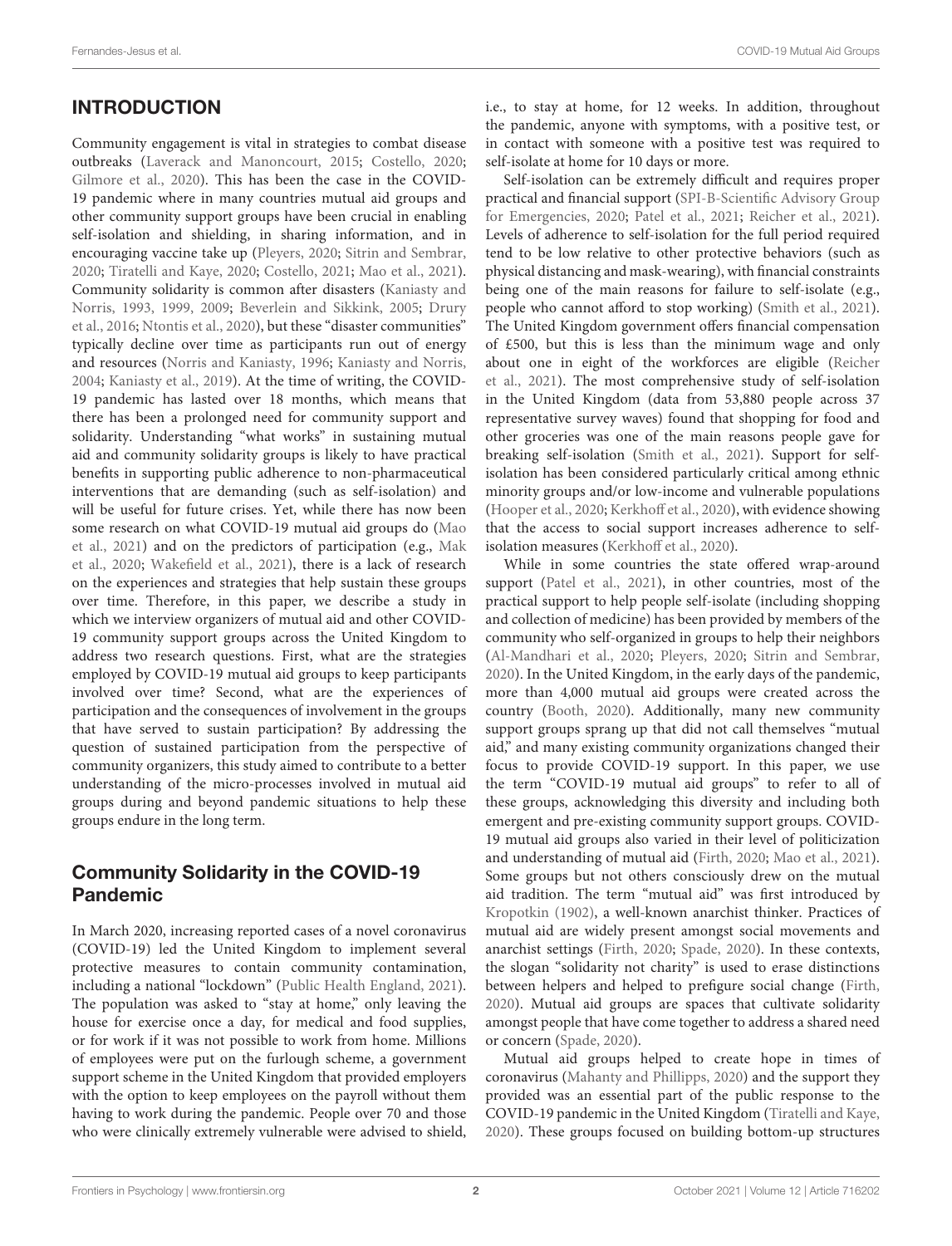## INTRODUCTION

Community engagement is vital in strategies to combat disease outbreaks (Laverack and Manoncourt, 2015; Costello, 2020; Gilmore et al., 2020). This has been the case in the COVID-19 pandemic where in many countries mutual aid groups and other community support groups have been crucial in enabling self-isolation and shielding, in sharing information, and in encouraging vaccine take up (Pleyers, 2020; Sitrin and Sembrar, 2020; Tiratelli and Kaye, 2020; Costello, 2021; Mao et al., 2021). Community solidarity is common after disasters (Kaniasty and Norris, 1993, 1999, 2009; Beverlein and Sikkink, 2005; Drury et al., 2016; Ntontis et al., 2020), but these "disaster communities" typically decline over time as participants run out of energy and resources (Norris and Kaniasty, 1996; Kaniasty and Norris, 2004; Kaniasty et al., 2019). At the time of writing, the COVID-19 pandemic has lasted over 18 months, which means that there has been a prolonged need for community support and solidarity. Understanding "what works" in sustaining mutual aid and community solidarity groups is likely to have practical benefits in supporting public adherence to non-pharmaceutical interventions that are demanding (such as self-isolation) and will be useful for future crises. Yet, while there has now been some research on what COVID-19 mutual aid groups do (Mao et al., 2021) and on the predictors of participation (e.g., Mak et al., 2020; Wakefield et al., 2021), there is a lack of research on the experiences and strategies that help sustain these groups over time. Therefore, in this paper, we describe a study in which we interview organizers of mutual aid and other COVID-19 community support groups across the United Kingdom to address two research questions. First, what are the strategies employed by COVID-19 mutual aid groups to keep participants involved over time? Second, what are the experiences of participation and the consequences of involvement in the groups that have served to sustain participation? By addressing the question of sustained participation from the perspective of community organizers, this study aimed to contribute to a better understanding of the micro-processes involved in mutual aid groups during and beyond pandemic situations to help these groups endure in the long term.

### Community Solidarity in the COVID-19 Pandemic

In March 2020, increasing reported cases of a novel coronavirus (COVID-19) led the United Kingdom to implement several protective measures to contain community contamination, including a national "lockdown" (Public Health England, 2021). The population was asked to "stay at home," only leaving the house for exercise once a day, for medical and food supplies, or for work if it was not possible to work from home. Millions of employees were put on the furlough scheme, a government support scheme in the United Kingdom that provided employers with the option to keep employees on the payroll without them having to work during the pandemic. People over 70 and those who were clinically extremely vulnerable were advised to shield, i.e., to stay at home, for 12 weeks. In addition, throughout the pandemic, anyone with symptoms, with a positive test, or in contact with someone with a positive test was required to self-isolate at home for 10 days or more.

Self-isolation can be extremely difficult and requires proper practical and financial support (SPI-B-Scientific Advisory Group for Emergencies, 2020; Patel et al., 2021; Reicher et al., 2021). Levels of adherence to self-isolation for the full period required tend to be low relative to other protective behaviors (such as physical distancing and mask-wearing), with financial constraints being one of the main reasons for failure to self-isolate (e.g., people who cannot afford to stop working) (Smith et al., 2021). The United Kingdom government offers financial compensation of £500, but this is less than the minimum wage and only about one in eight of the workforces are eligible (Reicher et al., 2021). The most comprehensive study of self-isolation in the United Kingdom (data from 53,880 people across 37 representative survey waves) found that shopping for food and other groceries was one of the main reasons people gave for breaking self-isolation (Smith et al., 2021). Support for self-isolation has been considered particularly critical among ethnic minority groups and/or low-income and vulnerable populations (Hooper et al., 2020; Kerkhoff et al., 2020), with evidence showing that the access to social support increases adherence to self-isolation measures (Kerkhoff et al., 2020).

While in some countries the state offered wrap-around support (Patel et al., 2021), in other countries, most of the practical support to help people self-isolate (including shopping and collection of medicine) has been provided by members of the community who self-organized in groups to help their neighbors (Al-Mandhari et al., 2020; Pleyers, 2020; Sitrin and Sembrar, 2020). In the United Kingdom, in the early days of the pandemic, more than 4,000 mutual aid groups were created across the country (Booth, 2020). Additionally, many new community support groups sprang up that did not call themselves "mutual aid," and many existing community organizations changed their focus to provide COVID-19 support. In this paper, we use the term "COVID-19 mutual aid groups" to refer to all of these groups, acknowledging this diversity and including both emergent and pre-existing community support groups. COVID-19 mutual aid groups also varied in their level of politicization and understanding of mutual aid (Firth, 2020; Mao et al., 2021). Some groups but not others consciously drew on the mutual aid tradition. The term "mutual aid" was first introduced by Kropotkin (1902), a well-known anarchist thinker. Practices of mutual aid are widely present amongst social movements and anarchist settings (Firth, 2020; Spade, 2020). In these contexts, the slogan "solidarity not charity" is used to erase distinctions between helpers and helped to prefigure social change (Firth, 2020). Mutual aid groups are spaces that cultivate solidarity amongst people that have come together to address a shared need or concern (Spade, 2020).

Mutual aid groups helped to create hope in times of coronavirus (Mahanty and Phillipps, 2020) and the support they provided was an essential part of the public response to the COVID-19 pandemic in the United Kingdom (Tiratelli and Kaye, 2020). These groups focused on building bottom-up structures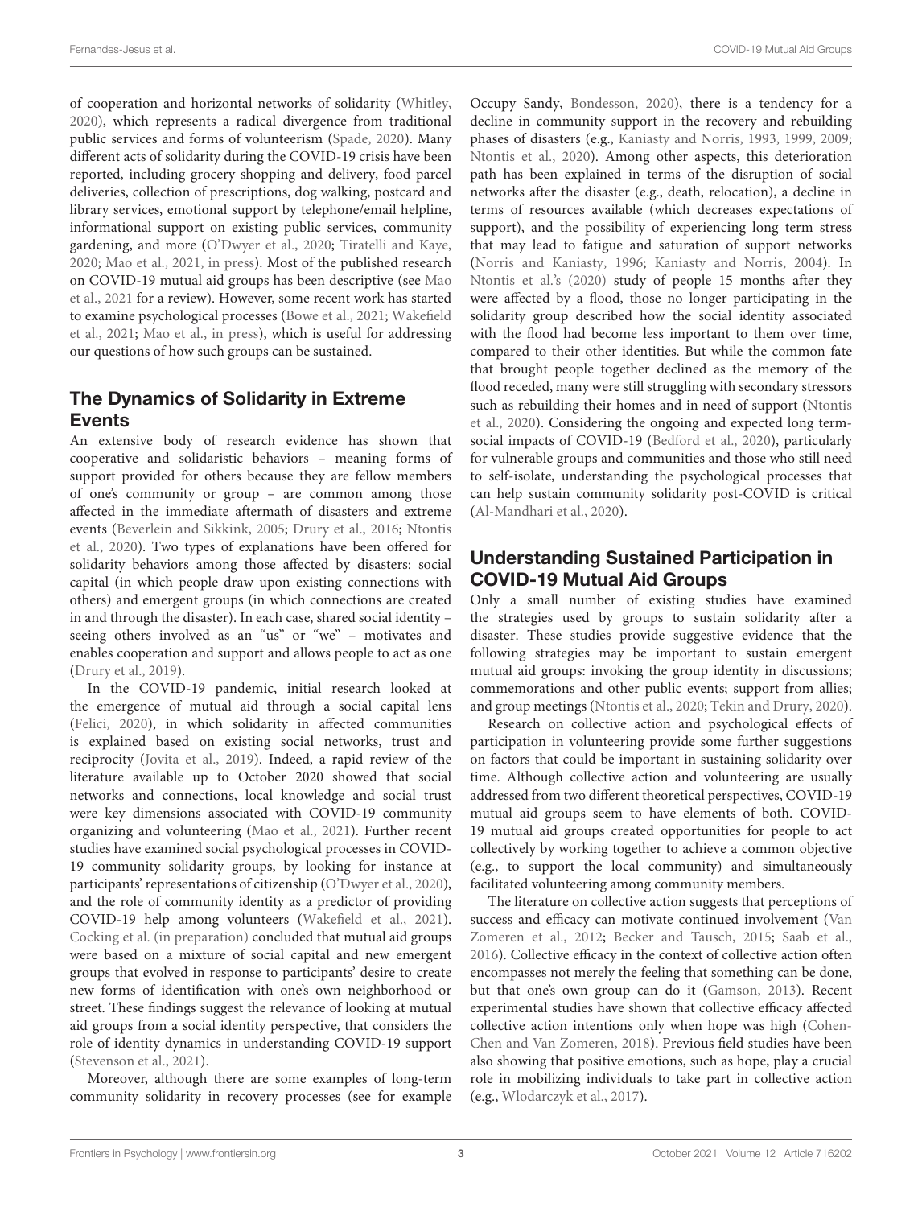of cooperation and horizontal networks of solidarity (Whitley, 2020), which represents a radical divergence from traditional public services and forms of volunteerism (Spade, 2020). Many different acts of solidarity during the COVID-19 crisis have been reported, including grocery shopping and delivery, food parcel deliveries, collection of prescriptions, dog walking, postcard and library services, emotional support by telephone/email helpline, informational support on existing public services, community gardening, and more (O'Dwyer et al., 2020; Tiratelli and Kaye, 2020; Mao et al., 2021, in press). Most of the published research on COVID-19 mutual aid groups has been descriptive (see Mao et al., 2021 for a review). However, some recent work has started to examine psychological processes (Bowe et al., 2021; Wakefield et al., 2021; Mao et al., in press), which is useful for addressing our questions of how such groups can be sustained.

## The Dynamics of Solidarity in Extreme Events

An extensive body of research evidence has shown that cooperative and solidaristic behaviors – meaning forms of support provided for others because they are fellow members of one's community or group – are common among those affected in the immediate aftermath of disasters and extreme events (Beverlein and Sikkink, 2005; Drury et al., 2016; Ntontis et al., 2020). Two types of explanations have been offered for solidarity behaviors among those affected by disasters: social capital (in which people draw upon existing connections with others) and emergent groups (in which connections are created in and through the disaster). In each case, shared social identity – seeing others involved as an "us" or "we" – motivates and enables cooperation and support and allows people to act as one (Drury et al., 2019).

In the COVID-19 pandemic, initial research looked at the emergence of mutual aid through a social capital lens (Felici, 2020), in which solidarity in affected communities is explained based on existing social networks, trust and reciprocity (Jovita et al., 2019). Indeed, a rapid review of the literature available up to October 2020 showed that social networks and connections, local knowledge and social trust were key dimensions associated with COVID-19 community organizing and volunteering (Mao et al., 2021). Further recent studies have examined social psychological processes in COVID-19 community solidarity groups, by looking for instance at participants' representations of citizenship (O'Dwyer et al., 2020), and the role of community identity as a predictor of providing COVID-19 help among volunteers (Wakefield et al., 2021). Cocking et al. (in preparation) concluded that mutual aid groups were based on a mixture of social capital and new emergent groups that evolved in response to participants' desire to create new forms of identification with one's own neighborhood or street. These findings suggest the relevance of looking at mutual aid groups from a social identity perspective, that considers the role of identity dynamics in understanding COVID-19 support (Stevenson et al., 2021).

Moreover, although there are some examples of long-term community solidarity in recovery processes (see for example Occupy Sandy, Bondesson, 2020), there is a tendency for a decline in community support in the recovery and rebuilding phases of disasters (e.g., Kaniasty and Norris, 1993, 1999, 2009; Ntontis et al., 2020). Among other aspects, this deterioration path has been explained in terms of the disruption of social networks after the disaster (e.g., death, relocation), a decline in terms of resources available (which decreases expectations of support), and the possibility of experiencing long term stress that may lead to fatigue and saturation of support networks (Norris and Kaniasty, 1996; Kaniasty and Norris, 2004). In Ntontis et al.'s (2020) study of people 15 months after they were affected by a flood, those no longer participating in the solidarity group described how the social identity associated with the flood had become less important to them over time, compared to their other identities. But while the common fate that brought people together declined as the memory of the flood receded, many were still struggling with secondary stressors such as rebuilding their homes and in need of support (Ntontis et al., 2020). Considering the ongoing and expected long term-social impacts of COVID-19 (Bedford et al., 2020), particularly for vulnerable groups and communities and those who still need to self-isolate, understanding the psychological processes that can help sustain community solidarity post-COVID is critical (Al-Mandhari et al., 2020).

## Understanding Sustained Participation in COVID-19 Mutual Aid Groups

Only a small number of existing studies have examined the strategies used by groups to sustain solidarity after a disaster. These studies provide suggestive evidence that the following strategies may be important to sustain emergent mutual aid groups: invoking the group identity in discussions; commemorations and other public events; support from allies; and group meetings (Ntontis et al., 2020; Tekin and Drury, 2020).

Research on collective action and psychological effects of participation in volunteering provide some further suggestions on factors that could be important in sustaining solidarity over time. Although collective action and volunteering are usually addressed from two different theoretical perspectives, COVID-19 mutual aid groups seem to have elements of both. COVID-19 mutual aid groups created opportunities for people to act collectively by working together to achieve a common objective (e.g., to support the local community) and simultaneously facilitated volunteering among community members.

The literature on collective action suggests that perceptions of success and efficacy can motivate continued involvement (Van Zomeren et al., 2012; Becker and Tausch, 2015; Saab et al., 2016). Collective efficacy in the context of collective action often encompasses not merely the feeling that something can be done, but that one's own group can do it (Gamson, 2013). Recent experimental studies have shown that collective efficacy affected collective action intentions only when hope was high (Cohen-Chen and Van Zomeren, 2018). Previous field studies have been also showing that positive emotions, such as hope, play a crucial role in mobilizing individuals to take part in collective action (e.g., Wlodarczyk et al., 2017).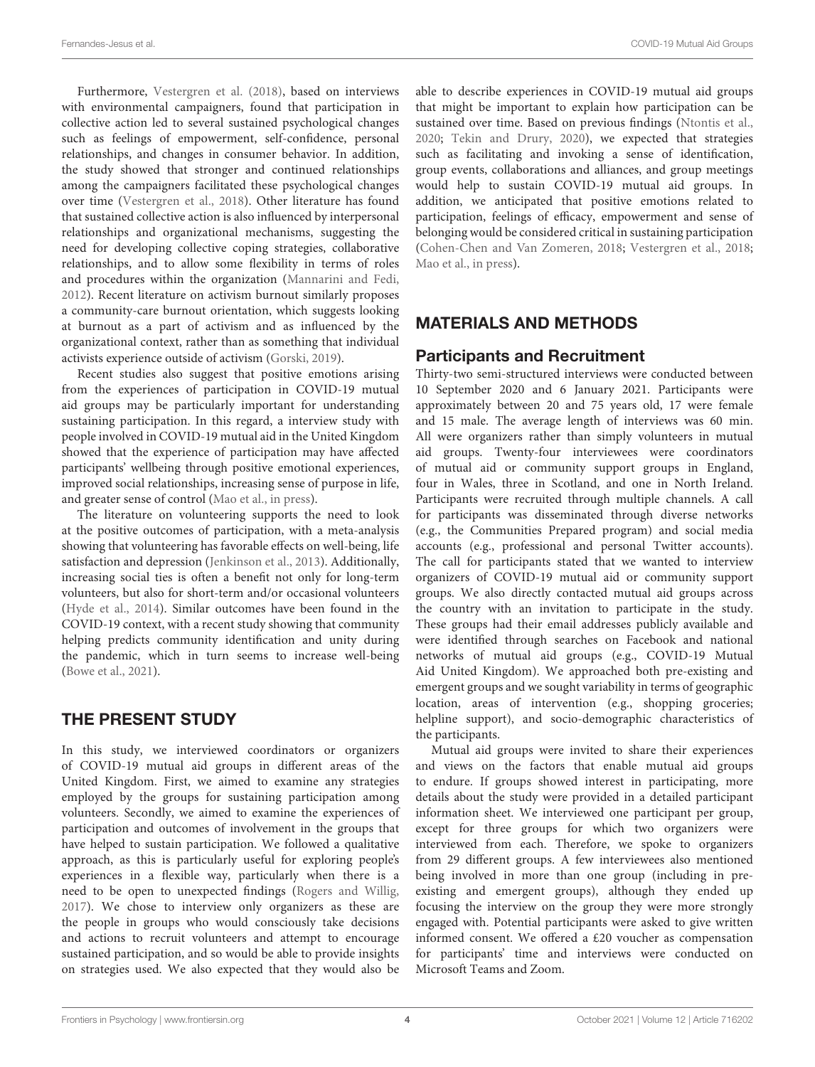Furthermore, Vestergren et al. (2018), based on interviews with environmental campaigners, found that participation in collective action led to several sustained psychological changes such as feelings of empowerment, self-confidence, personal relationships, and changes in consumer behavior. In addition, the study showed that stronger and continued relationships among the campaigners facilitated these psychological changes over time (Vestergren et al., 2018). Other literature has found that sustained collective action is also influenced by interpersonal relationships and organizational mechanisms, suggesting the need for developing collective coping strategies, collaborative relationships, and to allow some flexibility in terms of roles and procedures within the organization (Mannarini and Fedi, 2012). Recent literature on activism burnout similarly proposes a community-care burnout orientation, which suggests looking at burnout as a part of activism and as influenced by the organizational context, rather than as something that individual activists experience outside of activism (Gorski, 2019).

Recent studies also suggest that positive emotions arising from the experiences of participation in COVID-19 mutual aid groups may be particularly important for understanding sustaining participation. In this regard, a interview study with people involved in COVID-19 mutual aid in the United Kingdom showed that the experience of participation may have affected participants' wellbeing through positive emotional experiences, improved social relationships, increasing sense of purpose in life, and greater sense of control (Mao et al., in press).

The literature on volunteering supports the need to look at the positive outcomes of participation, with a meta-analysis showing that volunteering has favorable effects on well-being, life satisfaction and depression (Jenkinson et al., 2013). Additionally, increasing social ties is often a benefit not only for long-term volunteers, but also for short-term and/or occasional volunteers (Hyde et al., 2014). Similar outcomes have been found in the COVID-19 context, with a recent study showing that community helping predicts community identification and unity during the pandemic, which in turn seems to increase well-being (Bowe et al., 2021).

## THE PRESENT STUDY

In this study, we interviewed coordinators or organizers of COVID-19 mutual aid groups in different areas of the United Kingdom. First, we aimed to examine any strategies employed by the groups for sustaining participation among volunteers. Secondly, we aimed to examine the experiences of participation and outcomes of involvement in the groups that have helped to sustain participation. We followed a qualitative approach, as this is particularly useful for exploring people's experiences in a flexible way, particularly when there is a need to be open to unexpected findings (Rogers and Willig, 2017). We chose to interview only organizers as these are the people in groups who would consciously take decisions and actions to recruit volunteers and attempt to encourage sustained participation, and so would be able to provide insights on strategies used. We also expected that they would also be able to describe experiences in COVID-19 mutual aid groups that might be important to explain how participation can be sustained over time. Based on previous findings (Ntontis et al., 2020; Tekin and Drury, 2020), we expected that strategies such as facilitating and invoking a sense of identification, group events, collaborations and alliances, and group meetings would help to sustain COVID-19 mutual aid groups. In addition, we anticipated that positive emotions related to participation, feelings of efficacy, empowerment and sense of belonging would be considered critical in sustaining participation (Cohen-Chen and Van Zomeren, 2018; Vestergren et al., 2018; Mao et al., in press).

## MATERIALS AND METHODS

### Participants and Recruitment

Thirty-two semi-structured interviews were conducted between 10 September 2020 and 6 January 2021. Participants were approximately between 20 and 75 years old, 17 were female and 15 male. The average length of interviews was 60 min. All were organizers rather than simply volunteers in mutual aid groups. Twenty-four interviewees were coordinators of mutual aid or community support groups in England, four in Wales, three in Scotland, and one in North Ireland. Participants were recruited through multiple channels. A call for participants was disseminated through diverse networks (e.g., the Communities Prepared program) and social media accounts (e.g., professional and personal Twitter accounts). The call for participants stated that we wanted to interview organizers of COVID-19 mutual aid or community support groups. We also directly contacted mutual aid groups across the country with an invitation to participate in the study. These groups had their email addresses publicly available and were identified through searches on Facebook and national networks of mutual aid groups (e.g., COVID-19 Mutual Aid United Kingdom). We approached both pre-existing and emergent groups and we sought variability in terms of geographic location, areas of intervention (e.g., shopping groceries; helpline support), and socio-demographic characteristics of the participants.

Mutual aid groups were invited to share their experiences and views on the factors that enable mutual aid groups to endure. If groups showed interest in participating, more details about the study were provided in a detailed participant information sheet. We interviewed one participant per group, except for three groups for which two organizers were interviewed from each. Therefore, we spoke to organizers from 29 different groups. A few interviewees also mentioned being involved in more than one group (including in pre-existing and emergent groups), although they ended up focusing the interview on the group they were more strongly engaged with. Potential participants were asked to give written informed consent. We offered a £20 voucher as compensation for participants' time and interviews were conducted on Microsoft Teams and Zoom.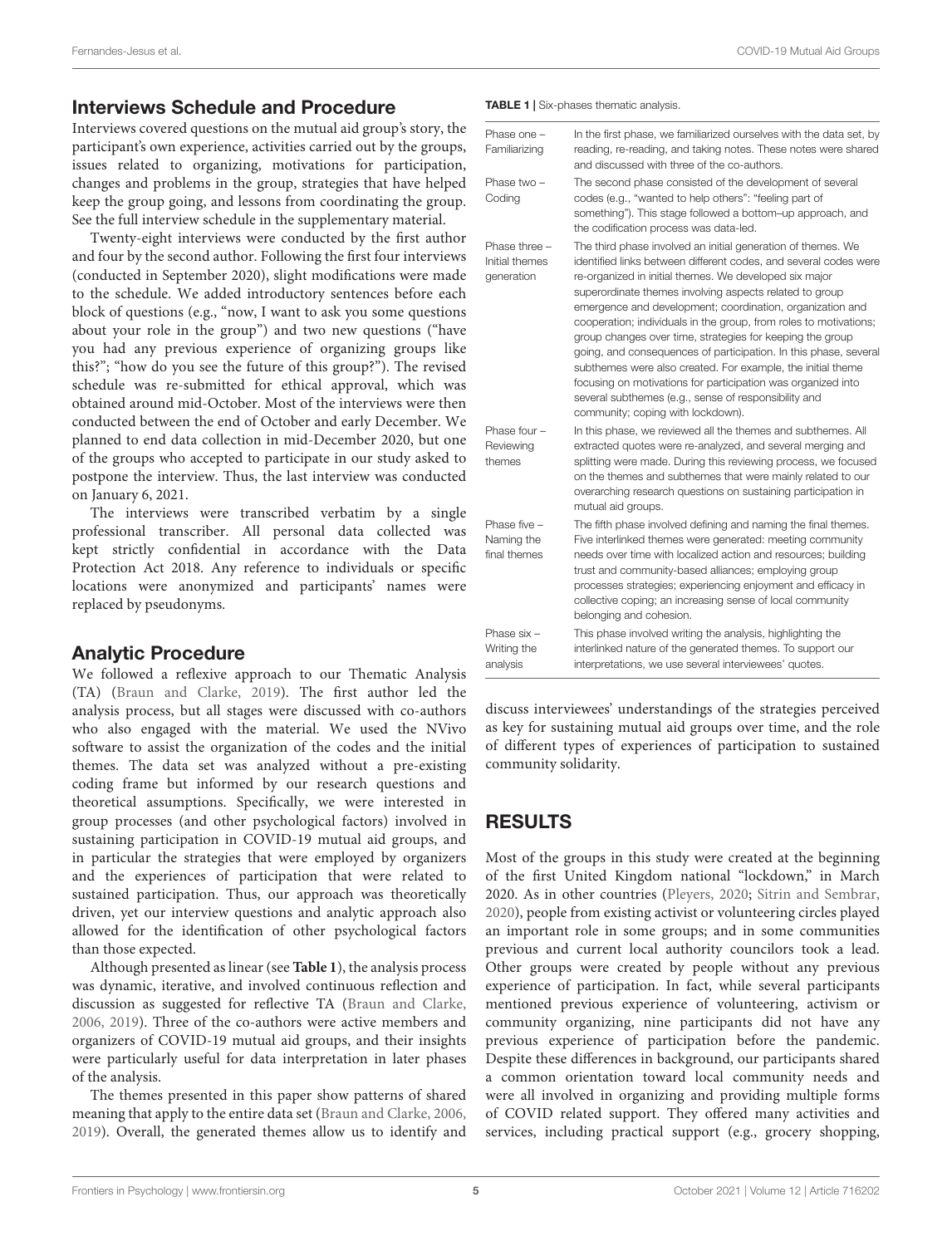## Interviews Schedule and Procedure

Interviews covered questions on the mutual aid group's story, the participant's own experience, activities carried out by the groups, issues related to organizing, motivations for participation, changes and problems in the group, strategies that have helped keep the group going, and lessons from coordinating the group. See the full interview schedule in the supplementary material.

Twenty-eight interviews were conducted by the first author and four by the second author. Following the first four interviews (conducted in September 2020), slight modifications were made to the schedule. We added introductory sentences before each block of questions (e.g., "now, I want to ask you some questions about your role in the group") and two new questions ("have you had any previous experience of organizing groups like this?"; "how do you see the future of this group?"). The revised schedule was re-submitted for ethical approval, which was obtained around mid-October. Most of the interviews were then conducted between the end of October and early December. We planned to end data collection in mid-December 2020, but one of the groups who accepted to participate in our study asked to postpone the interview. Thus, the last interview was conducted on January 6, 2021.

The interviews were transcribed verbatim by a single professional transcriber. All personal data collected was kept strictly confidential in accordance with the Data Protection Act 2018. Any reference to individuals or specific locations were anonymized and participants' names were replaced by pseudonyms.

## Analytic Procedure

We followed a reflexive approach to our Thematic Analysis (TA) (Braun and Clarke, 2019). The first author led the analysis process, but all stages were discussed with co-authors who also engaged with the material. We used the NVivo software to assist the organization of the codes and the initial themes. The data set was analyzed without a pre-existing coding frame but informed by our research questions and theoretical assumptions. Specifically, we were interested in group processes (and other psychological factors) involved in sustaining participation in COVID-19 mutual aid groups, and in particular the strategies that were employed by organizers and the experiences of participation that were related to sustained participation. Thus, our approach was theoretically driven, yet our interview questions and analytic approach also allowed for the identification of other psychological factors than those expected.

Although presented as linear (see **Table 1**), the analysis process was dynamic, iterative, and involved continuous reflection and discussion as suggested for reflective TA (Braun and Clarke, 2006, 2019). Three of the co-authors were active members and organizers of COVID-19 mutual aid groups, and their insights were particularly useful for data interpretation in later phases of the analysis.

The themes presented in this paper show patterns of shared meaning that apply to the entire data set (Braun and Clarke, 2006, 2019). Overall, the generated themes allow us to identify and discuss interviewees' understandings of the strategies perceived as key for sustaining mutual aid groups over time, and the role of different types of experiences of participation to sustained community solidarity.

**TABLE 1** | Six-phases thematic analysis.

| | |
|---|---|
| Phase one – Familiarizing | In the first phase, we familiarized ourselves with the data set, by reading, re-reading, and taking notes. These notes were shared and discussed with three of the co-authors. |
| Phase two – Coding | The second phase consisted of the development of several codes (e.g., "wanted to help others": "feeling part of something"). This stage followed a bottom–up approach, and the codification process was data-led. |
| Phase three – Initial themes generation | The third phase involved an initial generation of themes. We identified links between different codes, and several codes were re-organized in initial themes. We developed six major superordinate themes involving aspects related to group emergence and development; coordination, organization and cooperation; individuals in the group, from roles to motivations; group changes over time, strategies for keeping the group going, and consequences of participation. In this phase, several subthemes were also created. For example, the initial theme focusing on motivations for participation was organized into several subthemes (e.g., sense of responsibility and community; coping with lockdown). |
| Phase four – Reviewing themes | In this phase, we reviewed all the themes and subthemes. All extracted quotes were re-analized, and several merging and splitting were made. During this reviewing process, we focused on the themes and subthemes that were mainly related to our overarching research questions on sustaining participation in mutual aid groups. |
| Phase five – Naming the final themes | The fifth phase involved defining and naming the final themes. Five interlinked themes were generated: meeting community needs over time with localized action and resources; building trust and community-based alliances; employing group processes strategies; experiencing enjoyment and efficacy in collective coping; an increasing sense of local community belonging and cohesion. |
| Phase six – Writing the analysis | This phase involved writing the analysis, highlighting the interlinked nature of the generated themes. To support our interpretations, we use several interviewees' quotes. |

# RESULTS

Most of the groups in this study were created at the beginning of the first United Kingdom national "lockdown," in March 2020. As in other countries (Pleyers, 2020; Sitrin and Sembrar, 2020), people from existing activist or volunteering circles played an important role in some groups; and in some communities previous and current local authority councilors took a lead. Other groups were created by people without any previous experience of participation. In fact, while several participants mentioned previous experience of volunteering, activism or community organizing, nine participants did not have any previous experience of participation before the pandemic. Despite these differences in background, our participants shared a common orientation toward local community needs and were all involved in organizing and providing multiple forms of COVID related support. They offered many activities and services, including practical support (e.g., grocery shopping,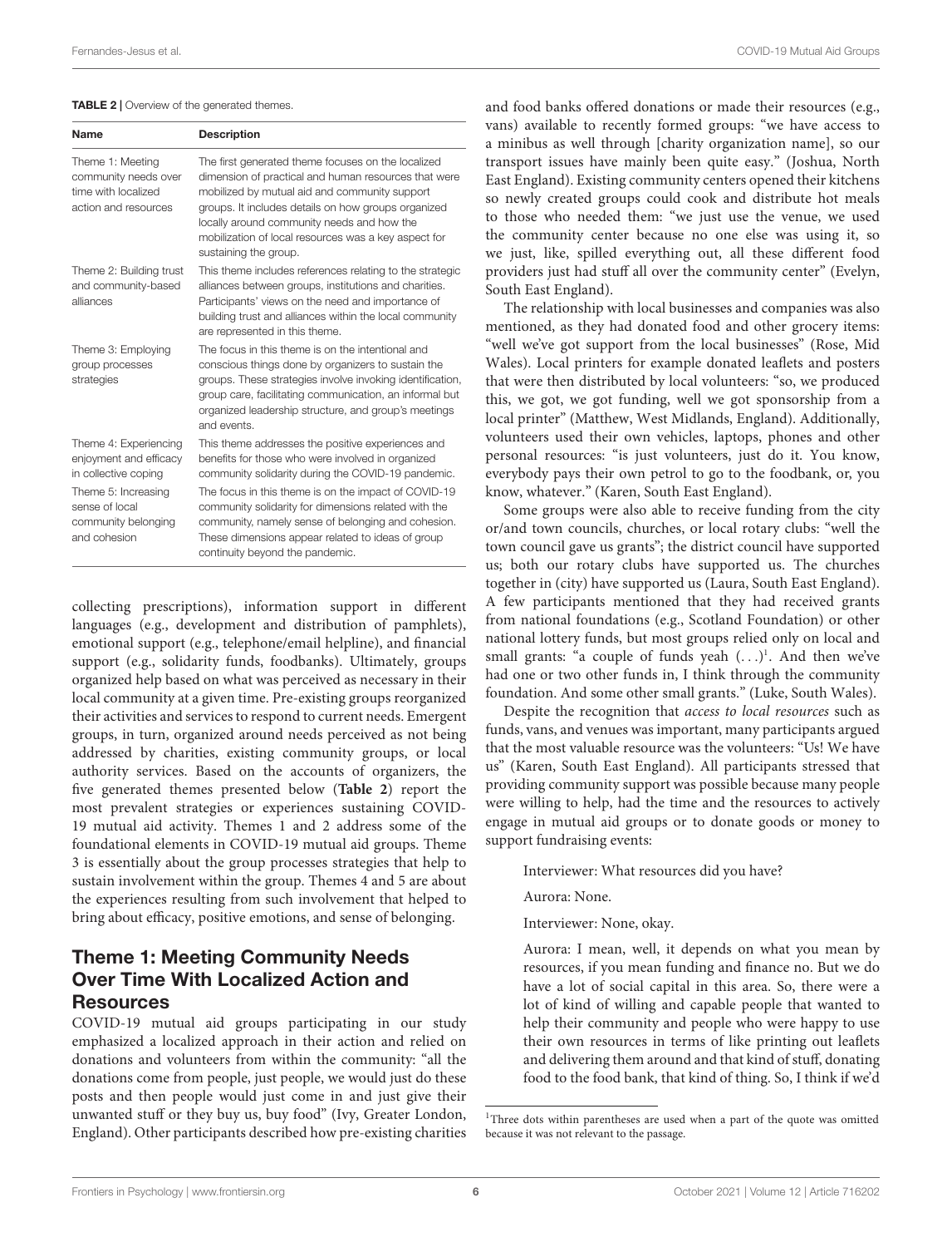**TABLE 2** | Overview of the generated themes.

| Name | Description |
|---|---|
| Theme 1: Meeting community needs over time with localized action and resources | The first generated theme focuses on the localized dimension of practical and human resources that were mobilized by mutual aid and community support groups. It includes details on how groups organized locally around community needs and how the mobilization of local resources was a key aspect for sustaining the group. |
| Theme 2: Building trust and community-based alliances | This theme includes references relating to the strategic alliances between groups, institutions and charities. Participants' views on the need and importance of building trust and alliances within the local community are represented in this theme. |
| Theme 3: Employing group processes strategies | The focus in this theme is on the intentional and conscious things done by organizers to sustain the groups. These strategies involve invoking identification, group care, facilitating communication, an informal but organized leadership structure, and group's meetings and events. |
| Theme 4: Experiencing enjoyment and efficacy in collective coping | This theme addresses the positive experiences and benefits for those who were involved in organized community solidarity during the COVID-19 pandemic. |
| Theme 5: Increasing sense of local community belonging and cohesion | The focus in this theme is on the impact of COVID-19 community solidarity for dimensions related with the community, namely sense of belonging and cohesion. These dimensions appear related to ideas of group continuity beyond the pandemic. |

collecting prescriptions), information support in different languages (e.g., development and distribution of pamphlets), emotional support (e.g., telephone/email helpline), and financial support (e.g., solidarity funds, foodbanks). Ultimately, groups organized help based on what was perceived as necessary in their local community at a given time. Pre-existing groups reorganized their activities and services to respond to current needs. Emergent groups, in turn, organized around needs perceived as not being addressed by charities, existing community groups, or local authority services. Based on the accounts of organizers, the five generated themes presented below (**Table 2**) report the most prevalent strategies or experiences sustaining COVID-19 mutual aid activity. Themes 1 and 2 address some of the foundational elements in COVID-19 mutual aid groups. Theme 3 is essentially about the group processes strategies that help to sustain involvement within the group. Themes 4 and 5 are about the experiences resulting from such involvement that helped to bring about efficacy, positive emotions, and sense of belonging.

## Theme 1: Meeting Community Needs Over Time With Localized Action and Resources

COVID-19 mutual aid groups participating in our study emphasized a localized approach in their action and relied on donations and volunteers from within the community: "all the donations come from people, just people, we would just do these posts and then people would just come in and just give their unwanted stuff or they buy us, buy food" (Ivy, Greater London, England). Other participants described how pre-existing charities and food banks offered donations or made their resources (e.g., vans) available to recently formed groups: "we have access to a minibus as well through [charity organization name], so our transport issues have mainly been quite easy." (Joshua, North East England). Existing community centers opened their kitchens so newly created groups could cook and distribute hot meals to those who needed them: "we just use the venue, we used the community center because no one else was using it, so we just, like, spilled everything out, all these different food providers just had stuff all over the community center" (Evelyn, South East England).

The relationship with local businesses and companies was also mentioned, as they had donated food and other grocery items: "well we've got support from the local businesses" (Rose, Mid Wales). Local printers for example donated leaflets and posters that were then distributed by local volunteers: "so, we produced this, we got, we got funding, well we got sponsorship from a local printer" (Matthew, West Midlands, England). Additionally, volunteers used their own vehicles, laptops, phones and other personal resources: "is just volunteers, just do it. You know, everybody pays their own petrol to go to the foodbank, or, you know, whatever." (Karen, South East England).

Some groups were also able to receive funding from the city or/and town councils, churches, or local rotary clubs: "well the town council gave us grants"; the district council have supported us; both our rotary clubs have supported us. The churches together in (city) have supported us (Laura, South East England). A few participants mentioned that they had received grants from national foundations (e.g., Scotland Foundation) or other national lottery funds, but most groups relied only on local and small grants: "a couple of funds yeah (...)[1]. And then we've had one or two other funds in, I think through the community foundation. And some other small grants." (Luke, South Wales).

Despite the recognition that *access to local resources* such as funds, vans, and venues was important, many participants argued that the most valuable resource was the volunteers: "Us! We have us" (Karen, South East England). All participants stressed that providing community support was possible because many people were willing to help, had the time and the resources to actively engage in mutual aid groups or to donate goods or money to support fundraising events:

> Interviewer: What resources did you have?
>
> Aurora: None.
>
> Interviewer: None, okay.
>
> Aurora: I mean, well, it depends on what you mean by resources, if you mean funding and finance no. But we do have a lot of social capital in this area. So, there were a lot of kind of willing and capable people that wanted to help their community and people who were happy to use their own resources in terms of like printing out leaflets and delivering them around and that kind of stuff, donating food to the food bank, that kind of thing. So, I think if we'd

[1] Three dots within parentheses are used when a part of the quote was omitted because it was not relevant to the passage.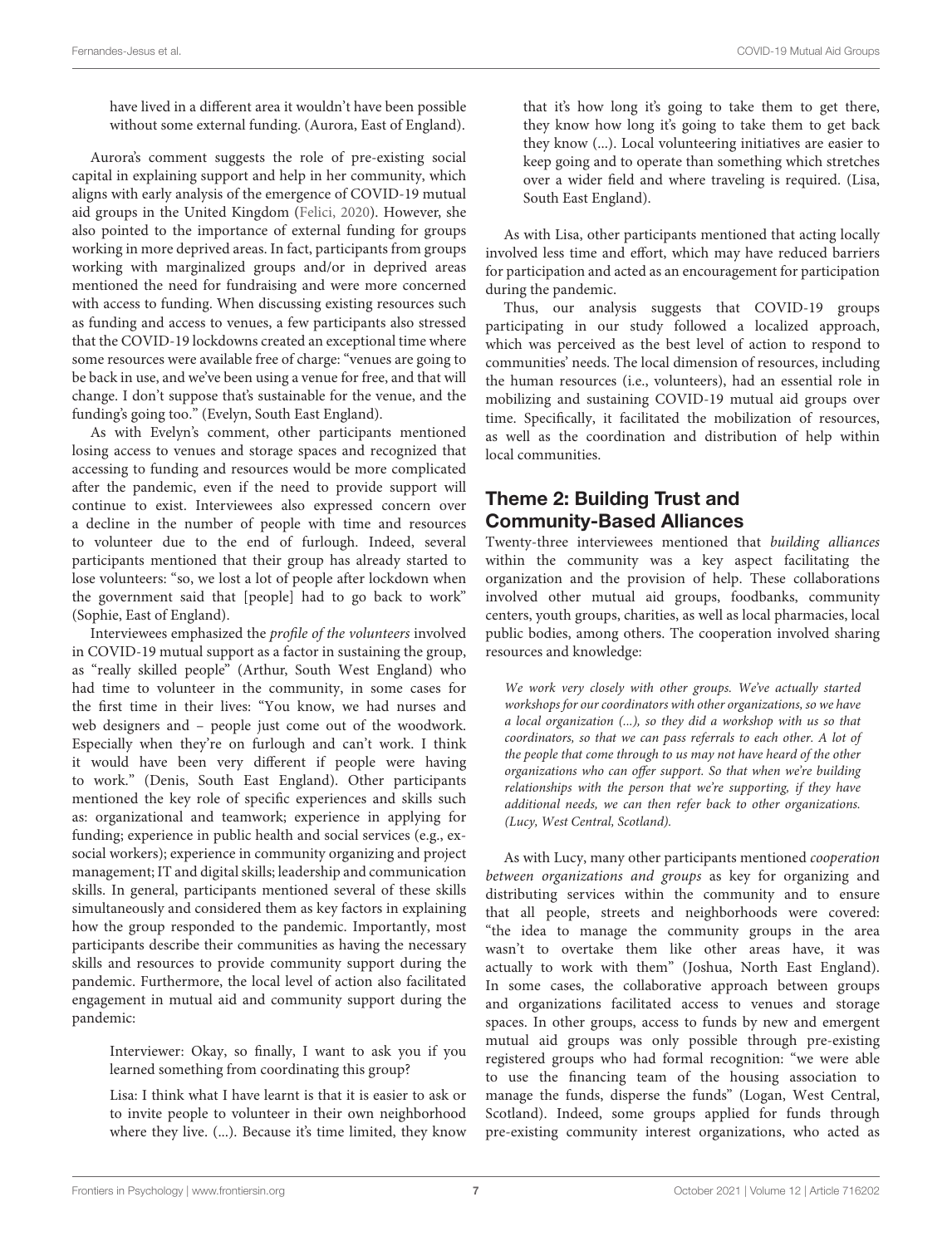have lived in a different area it wouldn't have been possible without some external funding. (Aurora, East of England).

Aurora's comment suggests the role of pre-existing social capital in explaining support and help in her community, which aligns with early analysis of the emergence of COVID-19 mutual aid groups in the United Kingdom (Felici, 2020). However, she also pointed to the importance of external funding for groups working in more deprived areas. In fact, participants from groups working with marginalized groups and/or in deprived areas mentioned the need for fundraising and were more concerned with access to funding. When discussing existing resources such as funding and access to venues, a few participants also stressed that the COVID-19 lockdowns created an exceptional time where some resources were available free of charge: "venues are going to be back in use, and we've been using a venue for free, and that will change. I don't suppose that's sustainable for the venue, and the funding's going too." (Evelyn, South East England).

As with Evelyn's comment, other participants mentioned losing access to venues and storage spaces and recognized that accessing to funding and resources would be more complicated after the pandemic, even if the need to provide support will continue to exist. Interviewees also expressed concern over a decline in the number of people with time and resources to volunteer due to the end of furlough. Indeed, several participants mentioned that their group has already started to lose volunteers: "so, we lost a lot of people after lockdown when the government said that [people] had to go back to work" (Sophie, East of England).

Interviewees emphasized the *profile of the volunteers* involved in COVID-19 mutual support as a factor in sustaining the group, as "really skilled people" (Arthur, South West England) who had time to volunteer in the community, in some cases for the first time in their lives: "You know, we had nurses and web designers and – people just come out of the woodwork. Especially when they're on furlough and can't work. I think it would have been very different if people were having to work." (Denis, South East England). Other participants mentioned the key role of specific experiences and skills such as: organizational and teamwork; experience in applying for funding; experience in public health and social services (e.g., ex-social workers); experience in community organizing and project management; IT and digital skills; leadership and communication skills. In general, participants mentioned several of these skills simultaneously and considered them as key factors in explaining how the group responded to the pandemic. Importantly, most participants describe their communities as having the necessary skills and resources to provide community support during the pandemic. Furthermore, the local level of action also facilitated engagement in mutual aid and community support during the pandemic:

> Interviewer: Okay, so finally, I want to ask you if you learned something from coordinating this group?
>
> Lisa: I think what I have learnt is that it is easier to ask or to invite people to volunteer in their own neighborhood where they live. (...). Because it's time limited, they know that it's how long it's going to take them to get there, they know how long it's going to take them to get back they know (...). Local volunteering initiatives are easier to keep going and to operate than something which stretches over a wider field and where traveling is required. (Lisa, South East England).

As with Lisa, other participants mentioned that acting locally involved less time and effort, which may have reduced barriers for participation and acted as an encouragement for participation during the pandemic.

Thus, our analysis suggests that COVID-19 groups participating in our study followed a localized approach, which was perceived as the best level of action to respond to communities' needs. The local dimension of resources, including the human resources (i.e., volunteers), had an essential role in mobilizing and sustaining COVID-19 mutual aid groups over time. Specifically, it facilitated the mobilization of resources, as well as the coordination and distribution of help within local communities.

## Theme 2: Building Trust and Community-Based Alliances

Twenty-three interviewees mentioned that *building alliances* within the community was a key aspect facilitating the organization and the provision of help. These collaborations involved other mutual aid groups, foodbanks, community centers, youth groups, charities, as well as local pharmacies, local public bodies, among others. The cooperation involved sharing resources and knowledge:

> *We work very closely with other groups. We've actually started workshops for our coordinators with other organizations, so we have a local organization (...), so they did a workshop with us so that coordinators, so that we can pass referrals to each other. A lot of the people that come through to us may not have heard of the other organizations who can offer support. So that when we're building relationships with the person that we're supporting, if they have additional needs, we can then refer back to other organizations. (Lucy, West Central, Scotland).*

As with Lucy, many other participants mentioned *cooperation between organizations and groups* as key for organizing and distributing services within the community and to ensure that all people, streets and neighborhoods were covered: "the idea to manage the community groups in the area wasn't to overtake them like other areas have, it was actually to work with them" (Joshua, North East England). In some cases, the collaborative approach between groups and organizations facilitated access to venues and storage spaces. In other groups, access to funds by new and emergent mutual aid groups was only possible through pre-existing registered groups who had formal recognition: "we were able to use the financing team of the housing association to manage the funds, disperse the funds" (Logan, West Central, Scotland). Indeed, some groups applied for funds through pre-existing community interest organizations, who acted as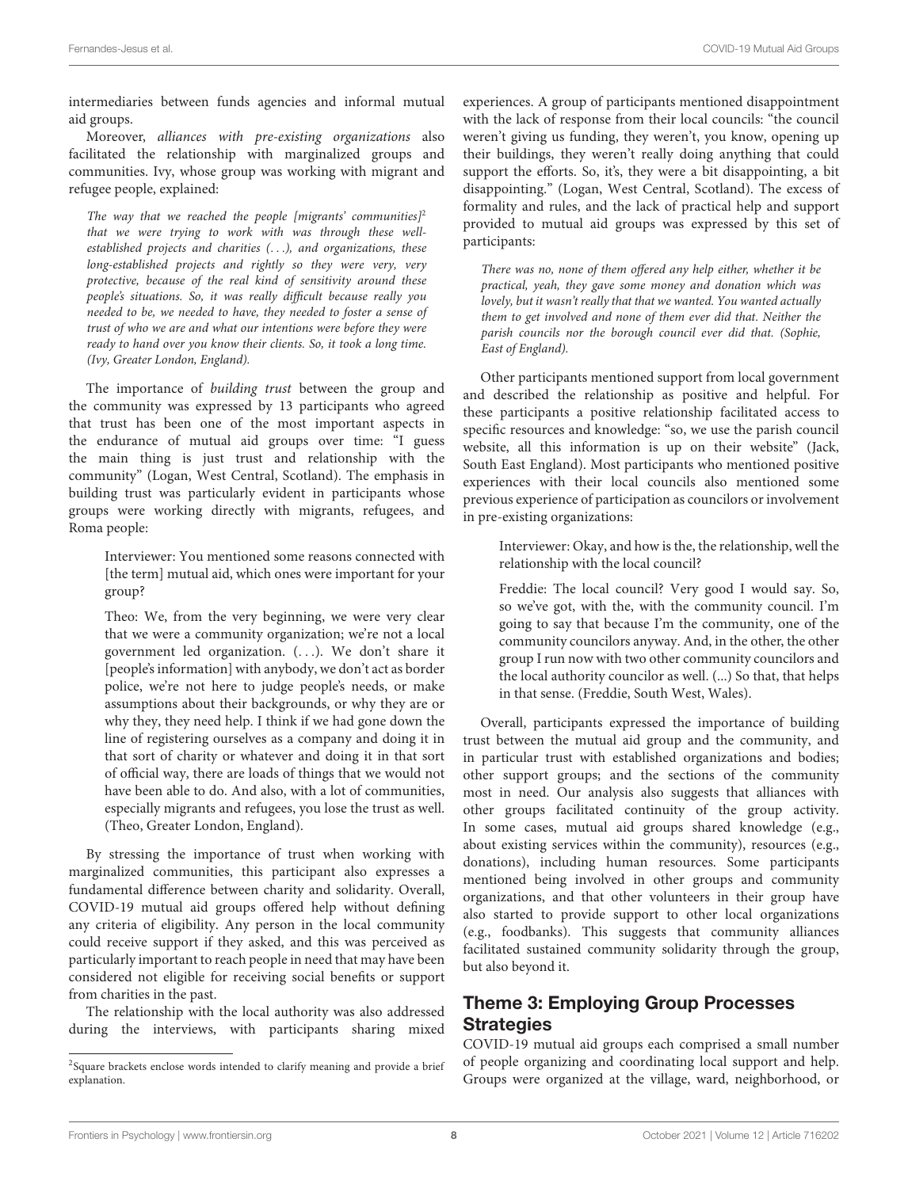intermediaries between funds agencies and informal mutual aid groups.

Moreover, *alliances with pre-existing organizations* also facilitated the relationship with marginalized groups and communities. Ivy, whose group was working with migrant and refugee people, explained:

> *The way that we reached the people [migrants' communities]*[2] *that we were trying to work with was through these well-established projects and charities (. . .), and organizations, these long-established projects and rightly so they were very, very protective, because of the real kind of sensitivity around these people's situations. So, it was really difficult because really you needed to be, we needed to have, they needed to foster a sense of trust of who we are and what our intentions were before they were ready to hand over you know their clients. So, it took a long time. (Ivy, Greater London, England).*

The importance of *building trust* between the group and the community was expressed by 13 participants who agreed that trust has been one of the most important aspects in the endurance of mutual aid groups over time: "I guess the main thing is just trust and relationship with the community" (Logan, West Central, Scotland). The emphasis in building trust was particularly evident in participants whose groups were working directly with migrants, refugees, and Roma people:

> Interviewer: You mentioned some reasons connected with [the term] mutual aid, which ones were important for your group?
>
> Theo: We, from the very beginning, we were very clear that we were a community organization; we're not a local government led organization. (. . .). We don't share it [people's information] with anybody, we don't act as border police, we're not here to judge people's needs, or make assumptions about their backgrounds, or why they are or why they, they need help. I think if we had gone down the line of registering ourselves as a company and doing it in that sort of charity or whatever and doing it in that sort of official way, there are loads of things that we would not have been able to do. And also, with a lot of communities, especially migrants and refugees, you lose the trust as well. (Theo, Greater London, England).

By stressing the importance of trust when working with marginalized communities, this participant also expresses a fundamental difference between charity and solidarity. Overall, COVID-19 mutual aid groups offered help without defining any criteria of eligibility. Any person in the local community could receive support if they asked, and this was perceived as particularly important to reach people in need that may have been considered not eligible for receiving social benefits or support from charities in the past.

The relationship with the local authority was also addressed during the interviews, with participants sharing mixed experiences. A group of participants mentioned disappointment with the lack of response from their local councils: "the council weren't giving us funding, they weren't, you know, opening up their buildings, they weren't really doing anything that could support the efforts. So, it's, they were a bit disappointing, a bit disappointing." (Logan, West Central, Scotland). The excess of formality and rules, and the lack of practical help and support provided to mutual aid groups was expressed by this set of participants:

> *There was no, none of them offered any help either, whether it be practical, yeah, they gave some money and donation which was lovely, but it wasn't really that that we wanted. You wanted actually them to get involved and none of them ever did that. Neither the parish councils nor the borough council ever did that. (Sophie, East of England).*

Other participants mentioned support from local government and described the relationship as positive and helpful. For these participants a positive relationship facilitated access to specific resources and knowledge: "so, we use the parish council website, all this information is up on their website" (Jack, South East England). Most participants who mentioned positive experiences with their local councils also mentioned some previous experience of participation as councilors or involvement in pre-existing organizations:

> Interviewer: Okay, and how is the, the relationship, well the relationship with the local council?
>
> Freddie: The local council? Very good I would say. So, so we've got, with the, with the community council. I'm going to say that because I'm the community, one of the community councilors anyway. And, in the other, the other group I run now with two other community councilors and the local authority councilor as well. (...) So that, that helps in that sense. (Freddie, South West, Wales).

Overall, participants expressed the importance of building trust between the mutual aid group and the community, and in particular trust with established organizations and bodies; other support groups; and the sections of the community most in need. Our analysis also suggests that alliances with other groups facilitated continuity of the group activity. In some cases, mutual aid groups shared knowledge (e.g., about existing services within the community), resources (e.g., donations), including human resources. Some participants mentioned being involved in other groups and community organizations, and that other volunteers in their group have also started to provide support to other local organizations (e.g., foodbanks). This suggests that community alliances facilitated sustained community solidarity through the group, but also beyond it.

## Theme 3: Employing Group Processes Strategies

COVID-19 mutual aid groups each comprised a small number of people organizing and coordinating local support and help. Groups were organized at the village, ward, neighborhood, or

[2] Square brackets enclose words intended to clarify meaning and provide a brief explanation.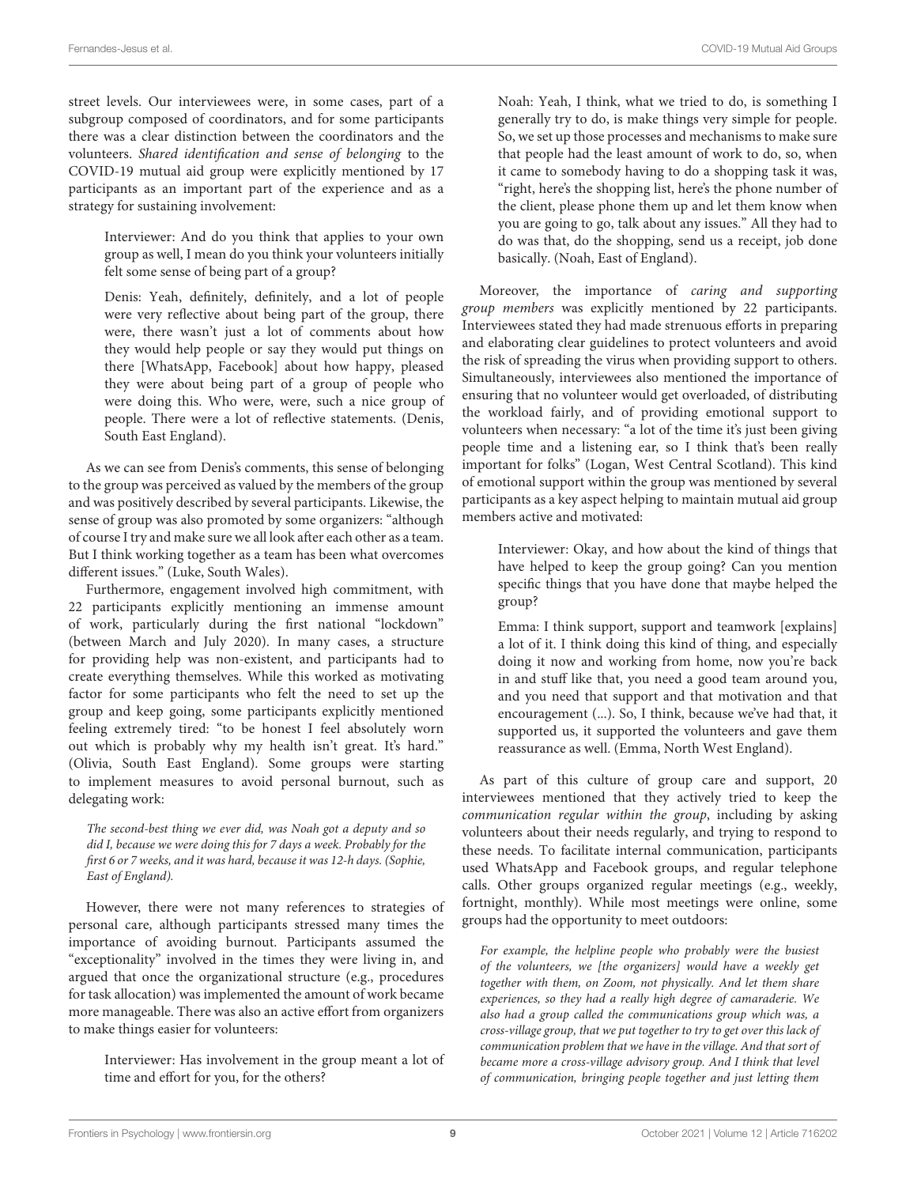street levels. Our interviewees were, in some cases, part of a subgroup composed of coordinators, and for some participants there was a clear distinction between the coordinators and the volunteers. *Shared identification and sense of belonging* to the COVID-19 mutual aid group were explicitly mentioned by 17 participants as an important part of the experience and as a strategy for sustaining involvement:

> Interviewer: And do you think that applies to your own group as well, I mean do you think your volunteers initially felt some sense of being part of a group?
>
> Denis: Yeah, definitely, definitely, and a lot of people were very reflective about being part of the group, there were, there wasn't just a lot of comments about how they would help people or say they would put things on there [WhatsApp, Facebook] about how happy, pleased they were about being part of a group of people who were doing this. Who were, were, such a nice group of people. There were a lot of reflective statements. (Denis, South East England).

As we can see from Denis's comments, this sense of belonging to the group was perceived as valued by the members of the group and was positively described by several participants. Likewise, the sense of group was also promoted by some organizers: "although of course I try and make sure we all look after each other as a team. But I think working together as a team has been what overcomes different issues." (Luke, South Wales).

Furthermore, engagement involved high commitment, with 22 participants explicitly mentioning an immense amount of work, particularly during the first national "lockdown" (between March and July 2020). In many cases, a structure for providing help was non-existent, and participants had to create everything themselves. While this worked as motivating factor for some participants who felt the need to set up the group and keep going, some participants explicitly mentioned feeling extremely tired: "to be honest I feel absolutely worn out which is probably why my health isn't great. It's hard." (Olivia, South East England). Some groups were starting to implement measures to avoid personal burnout, such as delegating work:

> *The second-best thing we ever did, was Noah got a deputy and so did I, because we were doing this for 7 days a week. Probably for the first 6 or 7 weeks, and it was hard, because it was 12-h days. (Sophie, East of England).*

However, there were not many references to strategies of personal care, although participants stressed many times the importance of avoiding burnout. Participants assumed the "exceptionality" involved in the times they were living in, and argued that once the organizational structure (e.g., procedures for task allocation) was implemented the amount of work became more manageable. There was also an active effort from organizers to make things easier for volunteers:

> Interviewer: Has involvement in the group meant a lot of time and effort for you, for the others?
>
> Noah: Yeah, I think, what we tried to do, is something I generally try to do, is make things very simple for people. So, we set up those processes and mechanisms to make sure that people had the least amount of work to do, so, when it came to somebody having to do a shopping task it was, "right, here's the shopping list, here's the phone number of the client, please phone them up and let them know when you are going to go, talk about any issues." All they had to do was that, do the shopping, send us a receipt, job done basically. (Noah, East of England).

Moreover, the importance of *caring and supporting group members* was explicitly mentioned by 22 participants. Interviewees stated they had made strenuous efforts in preparing and elaborating clear guidelines to protect volunteers and avoid the risk of spreading the virus when providing support to others. Simultaneously, interviewees also mentioned the importance of ensuring that no volunteer would get overloaded, of distributing the workload fairly, and of providing emotional support to volunteers when necessary: "a lot of the time it's just been giving people time and a listening ear, so I think that's been really important for folks" (Logan, West Central Scotland). This kind of emotional support within the group was mentioned by several participants as a key aspect helping to maintain mutual aid group members active and motivated:

> Interviewer: Okay, and how about the kind of things that have helped to keep the group going? Can you mention specific things that you have done that maybe helped the group?
>
> Emma: I think support, support and teamwork [explains] a lot of it. I think doing this kind of thing, and especially doing it now and working from home, now you're back in and stuff like that, you need a good team around you, and you need that support and that motivation and that encouragement (...). So, I think, because we've had that, it supported us, it supported the volunteers and gave them reassurance as well. (Emma, North West England).

As part of this culture of group care and support, 20 interviewees mentioned that they actively tried to keep the *communication regular within the group*, including by asking volunteers about their needs regularly, and trying to respond to these needs. To facilitate internal communication, participants used WhatsApp and Facebook groups, and regular telephone calls. Other groups organized regular meetings (e.g., weekly, fortnight, monthly). While most meetings were online, some groups had the opportunity to meet outdoors:

> *For example, the helpline people who probably were the busiest of the volunteers, we [the organizers] would have a weekly get together with them, on Zoom, not physically. And let them share experiences, so they had a really high degree of camaraderie. We also had a group called the communications group which was, a cross-village group, that we put together to try to get over this lack of communication problem that we have in the village. And that sort of became more a cross-village advisory group. And I think that level of communication, bringing people together and just letting them*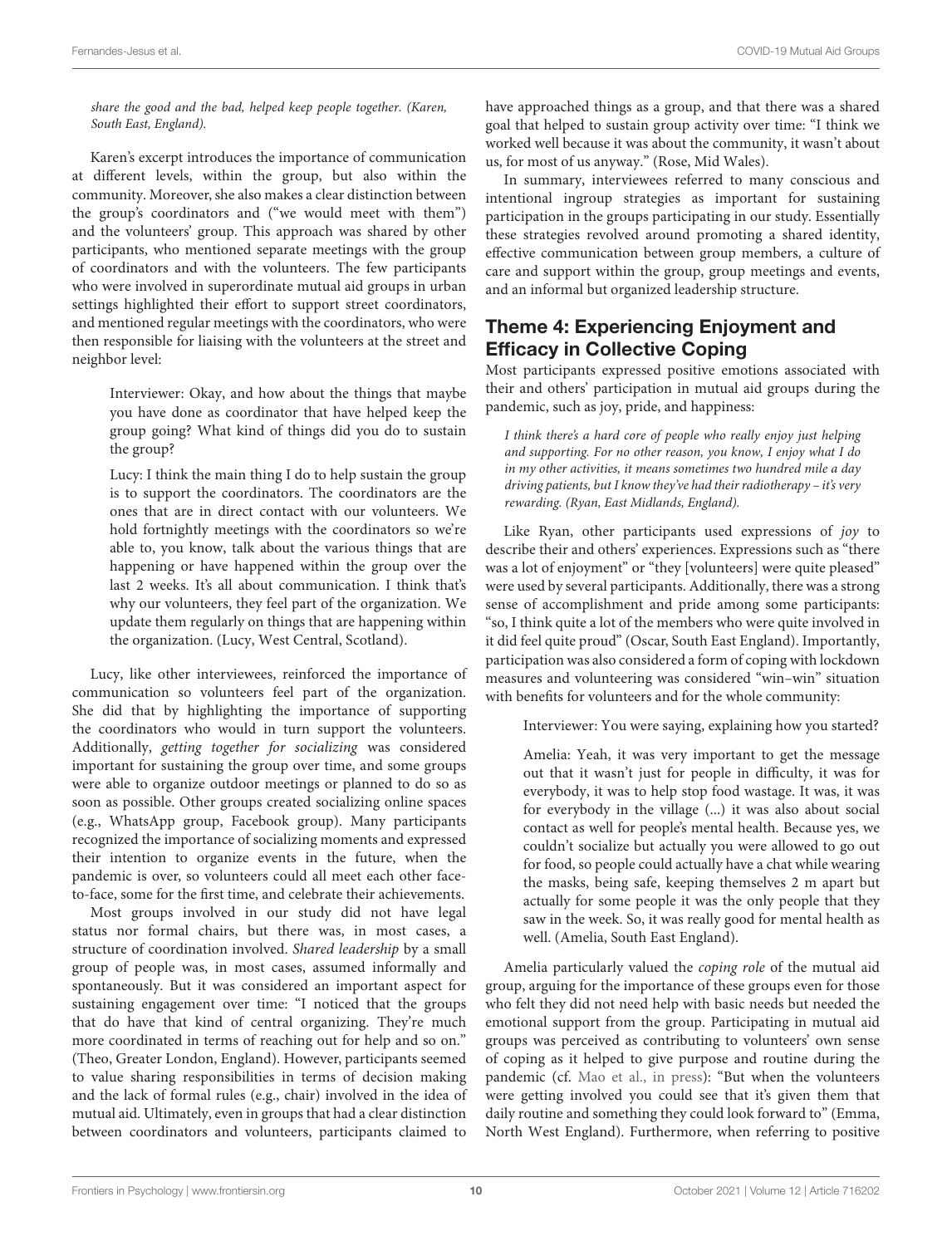*share the good and the bad, helped keep people together. (Karen, South East, England).*

Karen's excerpt introduces the importance of communication at different levels, within the group, but also within the community. Moreover, she also makes a clear distinction between the group's coordinators and ("we would meet with them") and the volunteers' group. This approach was shared by other participants, who mentioned separate meetings with the group of coordinators and with the volunteers. The few participants who were involved in superordinate mutual aid groups in urban settings highlighted their effort to support street coordinators, and mentioned regular meetings with the coordinators, who were then responsible for liaising with the volunteers at the street and neighbor level:

> Interviewer: Okay, and how about the things that maybe you have done as coordinator that have helped keep the group going? What kind of things did you do to sustain the group?
>
> Lucy: I think the main thing I do to help sustain the group is to support the coordinators. The coordinators are the ones that are in direct contact with our volunteers. We hold fortnightly meetings with the coordinators so we're able to, you know, talk about the various things that are happening or have happened within the group over the last 2 weeks. It's all about communication. I think that's why our volunteers, they feel part of the organization. We update them regularly on things that are happening within the organization. (Lucy, West Central, Scotland).

Lucy, like other interviewees, reinforced the importance of communication so volunteers feel part of the organization. She did that by highlighting the importance of supporting the coordinators who would in turn support the volunteers. Additionally, *getting together for socializing* was considered important for sustaining the group over time, and some groups were able to organize outdoor meetings or planned to do so as soon as possible. Other groups created socializing online spaces (e.g., WhatsApp group, Facebook group). Many participants recognized the importance of socializing moments and expressed their intention to organize events in the future, when the pandemic is over, so volunteers could all meet each other face-to-face, some for the first time, and celebrate their achievements.

Most groups involved in our study did not have legal status nor formal chairs, but there was, in most cases, a structure of coordination involved. *Shared leadership* by a small group of people was, in most cases, assumed informally and spontaneously. But it was considered an important aspect for sustaining engagement over time: "I noticed that the groups that do have that kind of central organizing. They're much more coordinated in terms of reaching out for help and so on." (Theo, Greater London, England). However, participants seemed to value sharing responsibilities in terms of decision making and the lack of formal rules (e.g., chair) involved in the idea of mutual aid. Ultimately, even in groups that had a clear distinction between coordinators and volunteers, participants claimed to have approached things as a group, and that there was a shared goal that helped to sustain group activity over time: "I think we worked well because it was about the community, it wasn't about us, for most of us anyway." (Rose, Mid Wales).

In summary, interviewees referred to many conscious and intentional ingroup strategies as important for sustaining participation in the groups participating in our study. Essentially these strategies revolved around promoting a shared identity, effective communication between group members, a culture of care and support within the group, group meetings and events, and an informal but organized leadership structure.

## Theme 4: Experiencing Enjoyment and Efficacy in Collective Coping

Most participants expressed positive emotions associated with their and others' participation in mutual aid groups during the pandemic, such as joy, pride, and happiness:

> *I think there's a hard core of people who really enjoy just helping and supporting. For no other reason, you know, I enjoy what I do in my other activities, it means sometimes two hundred mile a day driving patients, but I know they've had their radiotherapy – it's very rewarding. (Ryan, East Midlands, England).*

Like Ryan, other participants used expressions of *joy* to describe their and others' experiences. Expressions such as "there was a lot of enjoyment" or "they [volunteers] were quite pleased" were used by several participants. Additionally, there was a strong sense of accomplishment and pride among some participants: "so, I think quite a lot of the members who were quite involved in it did feel quite proud" (Oscar, South East England). Importantly, participation was also considered a form of coping with lockdown measures and volunteering was considered "win–win" situation with benefits for volunteers and for the whole community:

> Interviewer: You were saying, explaining how you started?
>
> Amelia: Yeah, it was very important to get the message out that it wasn't just for people in difficulty, it was for everybody, it was to help stop food wastage. It was, it was for everybody in the village (...) it was also about social contact as well for people's mental health. Because yes, we couldn't socialize but actually you were allowed to go out for food, so people could actually have a chat while wearing the masks, being safe, keeping themselves 2 m apart but actually for some people it was the only people that they saw in the week. So, it was really good for mental health as well. (Amelia, South East England).

Amelia particularly valued the *coping role* of the mutual aid group, arguing for the importance of these groups even for those who felt they did not need help with basic needs but needed the emotional support from the group. Participating in mutual aid groups was perceived as contributing to volunteers' own sense of coping as it helped to give purpose and routine during the pandemic (cf. Mao et al., in press): "But when the volunteers were getting involved you could see that it's given them that daily routine and something they could look forward to" (Emma, North West England). Furthermore, when referring to positive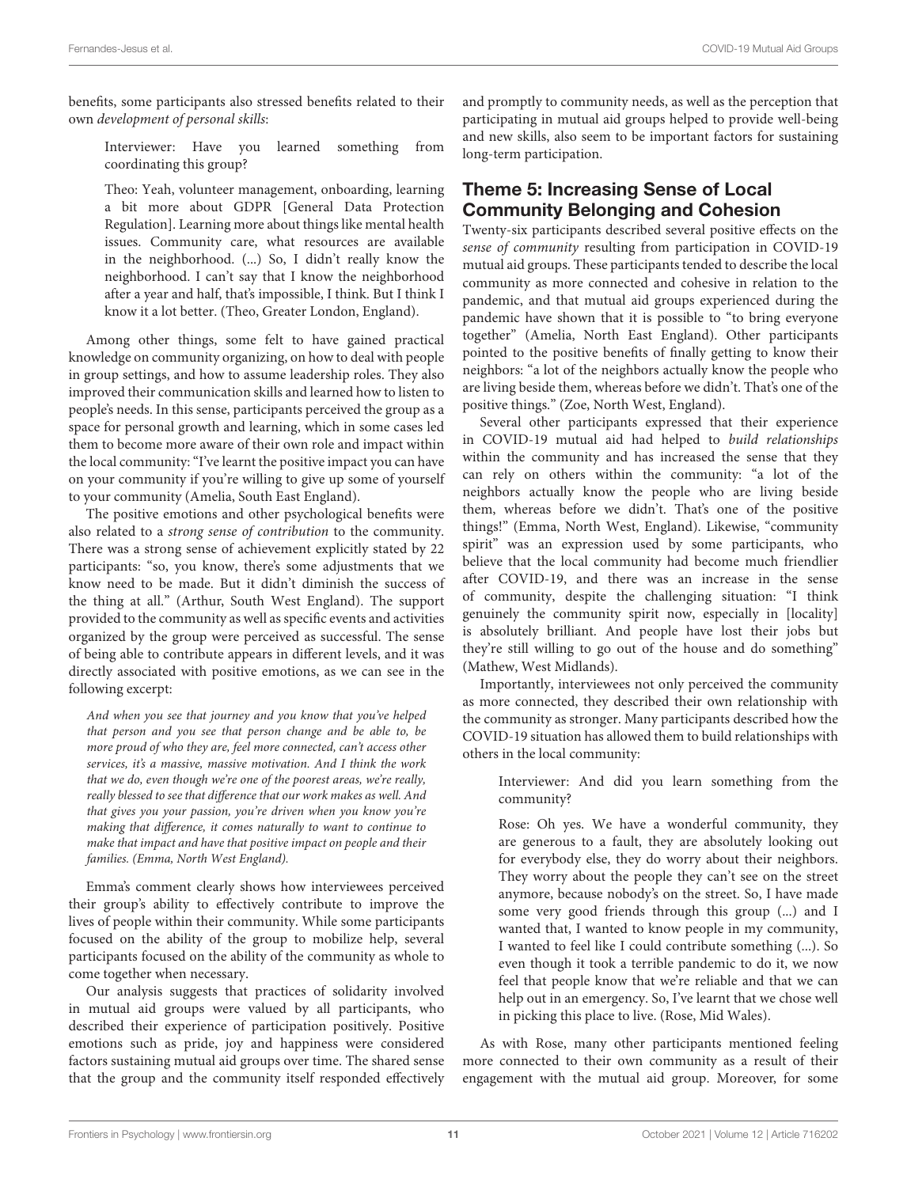benefits, some participants also stressed benefits related to their own *development of personal skills*:

> Interviewer: Have you learned something from coordinating this group?
>
> Theo: Yeah, volunteer management, onboarding, learning a bit more about GDPR [General Data Protection Regulation]. Learning more about things like mental health issues. Community care, what resources are available in the neighborhood. (...) So, I didn't really know the neighborhood. I can't say that I know the neighborhood after a year and half, that's impossible, I think. But I think I know it a lot better. (Theo, Greater London, England).

Among other things, some felt to have gained practical knowledge on community organizing, on how to deal with people in group settings, and how to assume leadership roles. They also improved their communication skills and learned how to listen to people's needs. In this sense, participants perceived the group as a space for personal growth and learning, which in some cases led them to become more aware of their own role and impact within the local community: "I've learnt the positive impact you can have on your community if you're willing to give up some of yourself to your community (Amelia, South East England).

The positive emotions and other psychological benefits were also related to a *strong sense of contribution* to the community. There was a strong sense of achievement explicitly stated by 22 participants: "so, you know, there's some adjustments that we know need to be made. But it didn't diminish the success of the thing at all." (Arthur, South West England). The support provided to the community as well as specific events and activities organized by the group were perceived as successful. The sense of being able to contribute appears in different levels, and it was directly associated with positive emotions, as we can see in the following excerpt:

> *And when you see that journey and you know that you've helped that person and you see that person change and be able to, be more proud of who they are, feel more connected, can't access other services, it's a massive, massive motivation. And I think the work that we do, even though we're one of the poorest areas, we're really, really blessed to see that difference that our work makes as well. And that gives you your passion, you're driven when you know you're making that difference, it comes naturally to want to continue to make that impact and have that positive impact on people and their families. (Emma, North West England).*

Emma's comment clearly shows how interviewees perceived their group's ability to effectively contribute to improve the lives of people within their community. While some participants focused on the ability of the group to mobilize help, several participants focused on the ability of the community as whole to come together when necessary.

Our analysis suggests that practices of solidarity involved in mutual aid groups were valued by all participants, who described their experience of participation positively. Positive emotions such as pride, joy and happiness were considered factors sustaining mutual aid groups over time. The shared sense that the group and the community itself responded effectively and promptly to community needs, as well as the perception that participating in mutual aid groups helped to provide well-being and new skills, also seem to be important factors for sustaining long-term participation.

## Theme 5: Increasing Sense of Local Community Belonging and Cohesion

Twenty-six participants described several positive effects on the *sense of community* resulting from participation in COVID-19 mutual aid groups. These participants tended to describe the local community as more connected and cohesive in relation to the pandemic, and that mutual aid groups experienced during the pandemic have shown that it is possible to "to bring everyone together" (Amelia, North East England). Other participants pointed to the positive benefits of finally getting to know their neighbors: "a lot of the neighbors actually know the people who are living beside them, whereas before we didn't. That's one of the positive things." (Zoe, North West, England).

Several other participants expressed that their experience in COVID-19 mutual aid had helped to *build relationships* within the community and has increased the sense that they can rely on others within the community: "a lot of the neighbors actually know the people who are living beside them, whereas before we didn't. That's one of the positive things!" (Emma, North West, England). Likewise, "community spirit" was an expression used by some participants, who believe that the local community had become much friendlier after COVID-19, and there was an increase in the sense of community, despite the challenging situation: "I think genuinely the community spirit now, especially in [locality] is absolutely brilliant. And people have lost their jobs but they're still willing to go out of the house and do something" (Mathew, West Midlands).

Importantly, interviewees not only perceived the community as more connected, they described their own relationship with the community as stronger. Many participants described how the COVID-19 situation has allowed them to build relationships with others in the local community:

> Interviewer: And did you learn something from the community?
>
> Rose: Oh yes. We have a wonderful community, they are generous to a fault, they are absolutely looking out for everybody else, they do worry about their neighbors. They worry about the people they can't see on the street anymore, because nobody's on the street. So, I have made some very good friends through this group (...) and I wanted that, I wanted to know people in my community, I wanted to feel like I could contribute something (...). So even though it took a terrible pandemic to do it, we now feel that people know that we're reliable and that we can help out in an emergency. So, I've learnt that we chose well in picking this place to live. (Rose, Mid Wales).

As with Rose, many other participants mentioned feeling more connected to their own community as a result of their engagement with the mutual aid group. Moreover, for some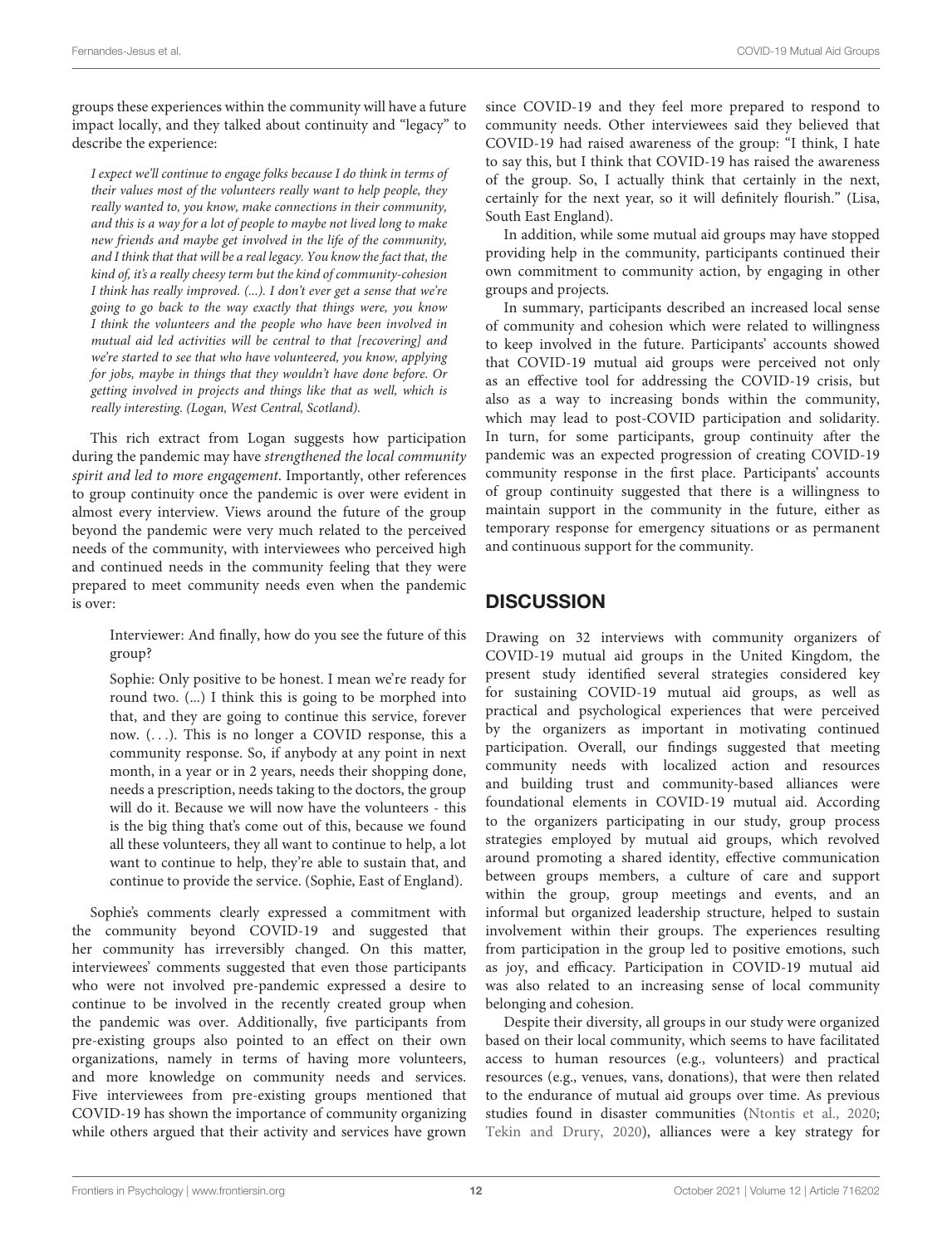groups these experiences within the community will have a future impact locally, and they talked about continuity and "legacy" to describe the experience:

> *I expect we'll continue to engage folks because I do think in terms of their values most of the volunteers really want to help people, they really wanted to, you know, make connections in their community, and this is a way for a lot of people to maybe not lived long to make new friends and maybe get involved in the life of the community, and I think that that will be a real legacy. You know the fact that, the kind of, it's a really cheesy term but the kind of community-cohesion I think has really improved. (...). I don't ever get a sense that we're going to go back to the way exactly that things were, you know I think the volunteers and the people who have been involved in mutual aid led activities will be central to that [recovering] and we're started to see that who have volunteered, you know, applying for jobs, maybe in things that they wouldn't have done before. Or getting involved in projects and things like that as well, which is really interesting. (Logan, West Central, Scotland).*

This rich extract from Logan suggests how participation during the pandemic may have *strengthened the local community spirit and led to more engagement*. Importantly, other references to group continuity once the pandemic is over were evident in almost every interview. Views around the future of the group beyond the pandemic were very much related to the perceived needs of the community, with interviewees who perceived high and continued needs in the community feeling that they were prepared to meet community needs even when the pandemic is over:

> Interviewer: And finally, how do you see the future of this group?
>
> Sophie: Only positive to be honest. I mean we're ready for round two. (...) I think this is going to be morphed into that, and they are going to continue this service, forever now. (. . .). This is no longer a COVID response, this a community response. So, if anybody at any point in next month, in a year or in 2 years, needs their shopping done, needs a prescription, needs taking to the doctors, the group will do it. Because we will now have the volunteers - this is the big thing that's come out of this, because we found all these volunteers, they all want to continue to help, a lot want to continue to help, they're able to sustain that, and continue to provide the service. (Sophie, East of England).

Sophie's comments clearly expressed a commitment with the community beyond COVID-19 and suggested that her community has irreversibly changed. On this matter, interviewees' comments suggested that even those participants who were not involved pre-pandemic expressed a desire to continue to be involved in the recently created group when the pandemic was over. Additionally, five participants from pre-existing groups also pointed to an effect on their own organizations, namely in terms of having more volunteers, and more knowledge on community needs and services. Five interviewees from pre-existing groups mentioned that COVID-19 has shown the importance of community organizing while others argued that their activity and services have grown since COVID-19 and they feel more prepared to respond to community needs. Other interviewees said they believed that COVID-19 had raised awareness of the group: "I think, I hate to say this, but I think that COVID-19 has raised the awareness of the group. So, I actually think that certainly in the next, certainly for the next year, so it will definitely flourish." (Lisa, South East England).

In addition, while some mutual aid groups may have stopped providing help in the community, participants continued their own commitment to community action, by engaging in other groups and projects.

In summary, participants described an increased local sense of community and cohesion which were related to willingness to keep involved in the future. Participants' accounts showed that COVID-19 mutual aid groups were perceived not only as an effective tool for addressing the COVID-19 crisis, but also as a way to increasing bonds within the community, which may lead to post-COVID participation and solidarity. In turn, for some participants, group continuity after the pandemic was an expected progression of creating COVID-19 community response in the first place. Participants' accounts of group continuity suggested that there is a willingness to maintain support in the community in the future, either as temporary response for emergency situations or as permanent and continuous support for the community.

## DISCUSSION

Drawing on 32 interviews with community organizers of COVID-19 mutual aid groups in the United Kingdom, the present study identified several strategies considered key for sustaining COVID-19 mutual aid groups, as well as practical and psychological experiences that were perceived by the organizers as important in motivating continued participation. Overall, our findings suggested that meeting community needs with localized action and resources and building trust and community-based alliances were foundational elements in COVID-19 mutual aid. According to the organizers participating in our study, group process strategies employed by mutual aid groups, which revolved around promoting a shared identity, effective communication between groups members, a culture of care and support within the group, group meetings and events, and an informal but organized leadership structure, helped to sustain involvement within their groups. The experiences resulting from participation in the group led to positive emotions, such as joy, and efficacy. Participation in COVID-19 mutual aid was also related to an increasing sense of local community belonging and cohesion.

Despite their diversity, all groups in our study were organized based on their local community, which seems to have facilitated access to human resources (e.g., volunteers) and practical resources (e.g., venues, vans, donations), that were then related to the endurance of mutual aid groups over time. As previous studies found in disaster communities (Ntontis et al., 2020; Tekin and Drury, 2020), alliances were a key strategy for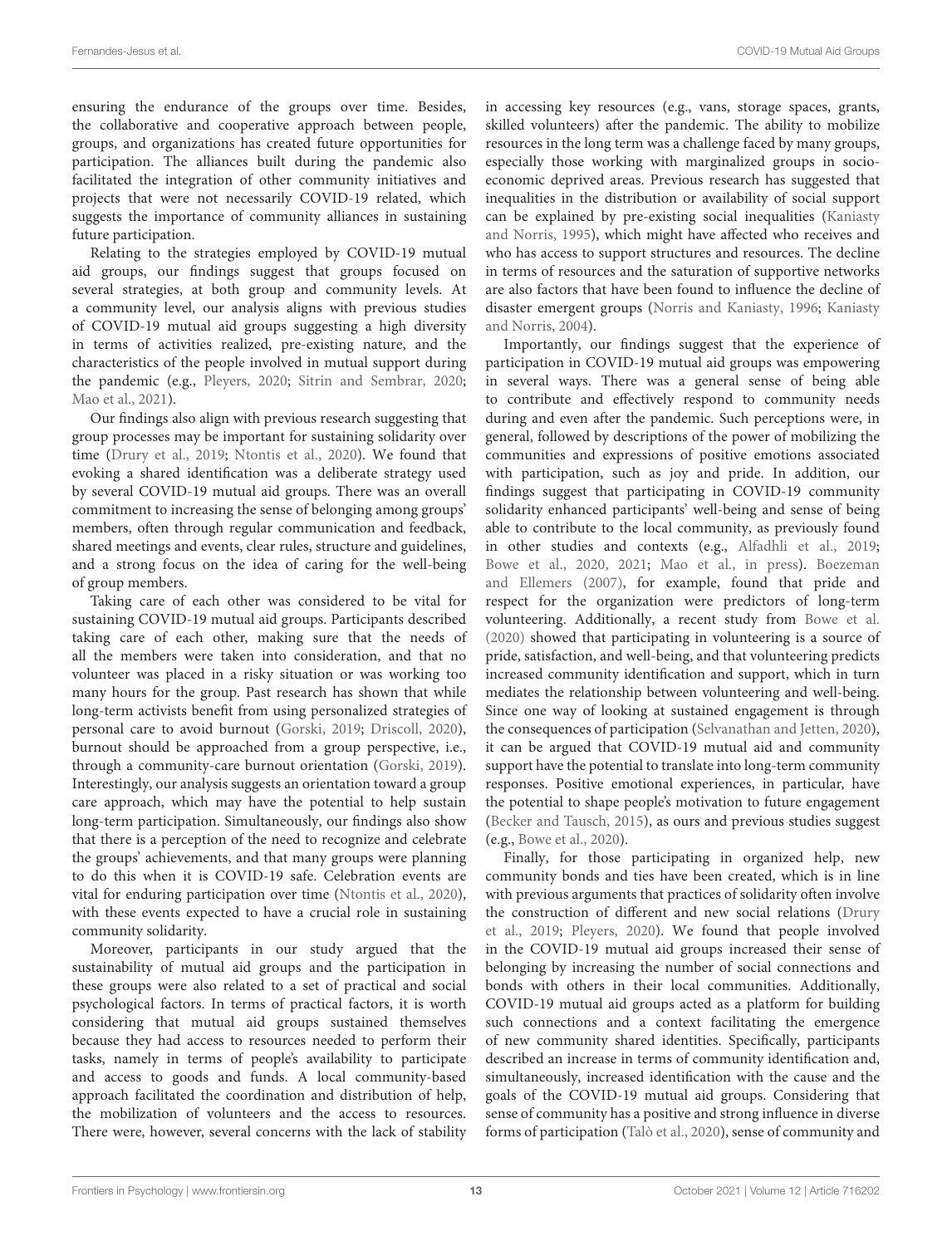ensuring the endurance of the groups over time. Besides, the collaborative and cooperative approach between people, groups, and organizations has created future opportunities for participation. The alliances built during the pandemic also facilitated the integration of other community initiatives and projects that were not necessarily COVID-19 related, which suggests the importance of community alliances in sustaining future participation.

Relating to the strategies employed by COVID-19 mutual aid groups, our findings suggest that groups focused on several strategies, at both group and community levels. At a community level, our analysis aligns with previous studies of COVID-19 mutual aid groups suggesting a high diversity in terms of activities realized, pre-existing nature, and the characteristics of the people involved in mutual support during the pandemic (e.g., Pleyers, 2020; Sitrin and Sembrar, 2020; Mao et al., 2021).

Our findings also align with previous research suggesting that group processes may be important for sustaining solidarity over time (Drury et al., 2019; Ntontis et al., 2020). We found that evoking a shared identification was a deliberate strategy used by several COVID-19 mutual aid groups. There was an overall commitment to increasing the sense of belonging among groups' members, often through regular communication and feedback, shared meetings and events, clear rules, structure and guidelines, and a strong focus on the idea of caring for the well-being of group members.

Taking care of each other was considered to be vital for sustaining COVID-19 mutual aid groups. Participants described taking care of each other, making sure that the needs of all the members were taken into consideration, and that no volunteer was placed in a risky situation or was working too many hours for the group. Past research has shown that while long-term activists benefit from using personalized strategies of personal care to avoid burnout (Gorski, 2019; Driscoll, 2020), burnout should be approached from a group perspective, i.e., through a community-care burnout orientation (Gorski, 2019). Interestingly, our analysis suggests an orientation toward a group care approach, which may have the potential to help sustain long-term participation. Simultaneously, our findings also show that there is a perception of the need to recognize and celebrate the groups' achievements, and that many groups were planning to do this when it is COVID-19 safe. Celebration events are vital for enduring participation over time (Ntontis et al., 2020), with these events expected to have a crucial role in sustaining community solidarity.

Moreover, participants in our study argued that the sustainability of mutual aid groups and the participation in these groups were also related to a set of practical and social psychological factors. In terms of practical factors, it is worth considering that mutual aid groups sustained themselves because they had access to resources needed to perform their tasks, namely in terms of people's availability to participate and access to goods and funds. A local community-based approach facilitated the coordination and distribution of help, the mobilization of volunteers and the access to resources. There were, however, several concerns with the lack of stability in accessing key resources (e.g., vans, storage spaces, grants, skilled volunteers) after the pandemic. The ability to mobilize resources in the long term was a challenge faced by many groups, especially those working with marginalized groups in socio-economic deprived areas. Previous research has suggested that inequalities in the distribution or availability of social support can be explained by pre-existing social inequalities (Kaniasty and Norris, 1995), which might have affected who receives and who has access to support structures and resources. The decline in terms of resources and the saturation of supportive networks are also factors that have been found to influence the decline of disaster emergent groups (Norris and Kaniasty, 1996; Kaniasty and Norris, 2004).

Importantly, our findings suggest that the experience of participation in COVID-19 mutual aid groups was empowering in several ways. There was a general sense of being able to contribute and effectively respond to community needs during and even after the pandemic. Such perceptions were, in general, followed by descriptions of the power of mobilizing the communities and expressions of positive emotions associated with participation, such as joy and pride. In addition, our findings suggest that participating in COVID-19 community solidarity enhanced participants' well-being and sense of being able to contribute to the local community, as previously found in other studies and contexts (e.g., Alfadhli et al., 2019; Bowe et al., 2020, 2021; Mao et al., in press). Boezeman and Ellemers (2007), for example, found that pride and respect for the organization were predictors of long-term volunteering. Additionally, a recent study from Bowe et al. (2020) showed that participating in volunteering is a source of pride, satisfaction, and well-being, and that volunteering predicts increased community identification and support, which in turn mediates the relationship between volunteering and well-being. Since one way of looking at sustained engagement is through the consequences of participation (Selvanathan and Jetten, 2020), it can be argued that COVID-19 mutual aid and community support have the potential to translate into long-term community responses. Positive emotional experiences, in particular, have the potential to shape people's motivation to future engagement (Becker and Tausch, 2015), as ours and previous studies suggest (e.g., Bowe et al., 2020).

Finally, for those participating in organized help, new community bonds and ties have been created, which is in line with previous arguments that practices of solidarity often involve the construction of different and new social relations (Drury et al., 2019; Pleyers, 2020). We found that people involved in the COVID-19 mutual aid groups increased their sense of belonging by increasing the number of social connections and bonds with others in their local communities. Additionally, COVID-19 mutual aid groups acted as a platform for building such connections and a context facilitating the emergence of new community shared identities. Specifically, participants described an increase in terms of community identification and, simultaneously, increased identification with the cause and the goals of the COVID-19 mutual aid groups. Considering that sense of community has a positive and strong influence in diverse forms of participation (Talò et al., 2020), sense of community and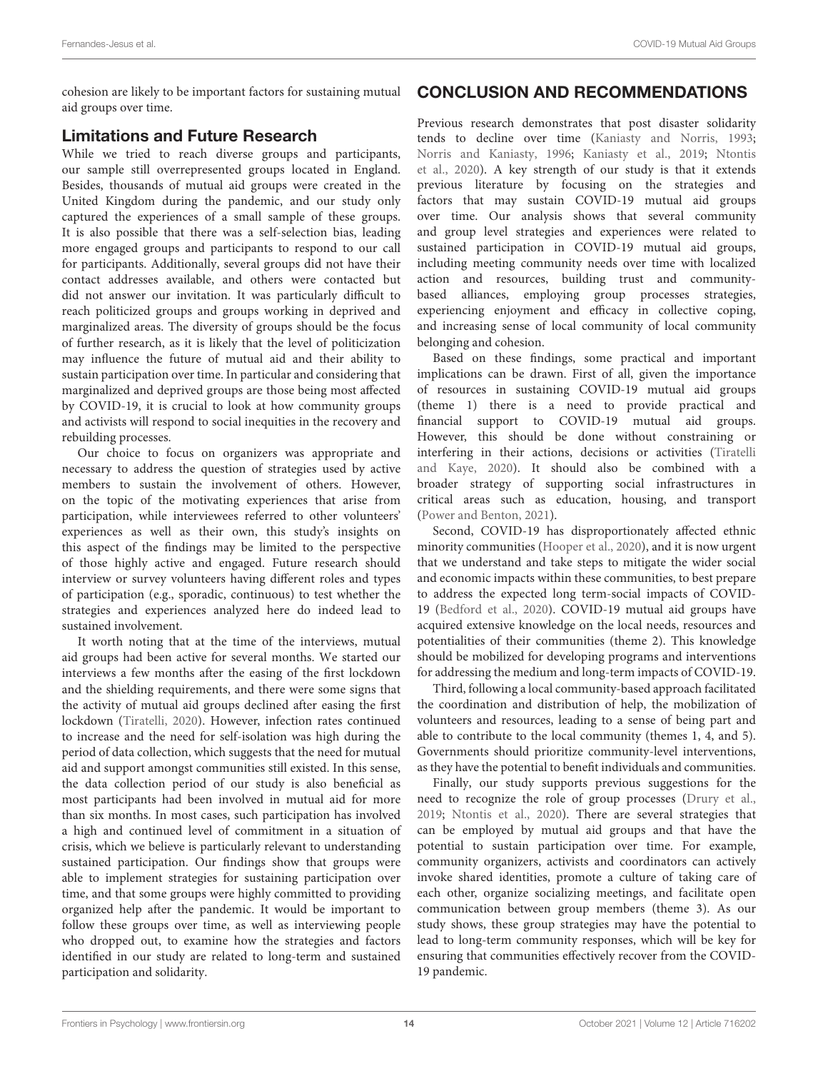cohesion are likely to be important factors for sustaining mutual aid groups over time.

### Limitations and Future Research

While we tried to reach diverse groups and participants, our sample still overrepresented groups located in England. Besides, thousands of mutual aid groups were created in the United Kingdom during the pandemic, and our study only captured the experiences of a small sample of these groups. It is also possible that there was a self-selection bias, leading more engaged groups and participants to respond to our call for participants. Additionally, several groups did not have their contact addresses available, and others were contacted but did not answer our invitation. It was particularly difficult to reach politicized groups and groups working in deprived and marginalized areas. The diversity of groups should be the focus of further research, as it is likely that the level of politicization may influence the future of mutual aid and their ability to sustain participation over time. In particular and considering that marginalized and deprived groups are those being most affected by COVID-19, it is crucial to look at how community groups and activists will respond to social inequities in the recovery and rebuilding processes.

Our choice to focus on organizers was appropriate and necessary to address the question of strategies used by active members to sustain the involvement of others. However, on the topic of the motivating experiences that arise from participation, while interviewees referred to other volunteers' experiences as well as their own, this study's insights on this aspect of the findings may be limited to the perspective of those highly active and engaged. Future research should interview or survey volunteers having different roles and types of participation (e.g., sporadic, continuous) to test whether the strategies and experiences analyzed here do indeed lead to sustained involvement.

It worth noting that at the time of the interviews, mutual aid groups had been active for several months. We started our interviews a few months after the easing of the first lockdown and the shielding requirements, and there were some signs that the activity of mutual aid groups declined after easing the first lockdown (Tiratelli, 2020). However, infection rates continued to increase and the need for self-isolation was high during the period of data collection, which suggests that the need for mutual aid and support amongst communities still existed. In this sense, the data collection period of our study is also beneficial as most participants had been involved in mutual aid for more than six months. In most cases, such participation has involved a high and continued level of commitment in a situation of crisis, which we believe is particularly relevant to understanding sustained participation. Our findings show that groups were able to implement strategies for sustaining participation over time, and that some groups were highly committed to providing organized help after the pandemic. It would be important to follow these groups over time, as well as interviewing people who dropped out, to examine how the strategies and factors identified in our study are related to long-term and sustained participation and solidarity.

## CONCLUSION AND RECOMMENDATIONS

Previous research demonstrates that post disaster solidarity tends to decline over time (Kaniasty and Norris, 1993; Norris and Kaniasty, 1996; Kaniasty et al., 2019; Ntontis et al., 2020). A key strength of our study is that it extends previous literature by focusing on the strategies and factors that may sustain COVID-19 mutual aid groups over time. Our analysis shows that several community and group level strategies and experiences were related to sustained participation in COVID-19 mutual aid groups, including meeting community needs over time with localized action and resources, building trust and community-based alliances, employing group processes strategies, experiencing enjoyment and efficacy in collective coping, and increasing sense of local community of local community belonging and cohesion.

Based on these findings, some practical and important implications can be drawn. First of all, given the importance of resources in sustaining COVID-19 mutual aid groups (theme 1) there is a need to provide practical and financial support to COVID-19 mutual aid groups. However, this should be done without constraining or interfering in their actions, decisions or activities (Tiratelli and Kaye, 2020). It should also be combined with a broader strategy of supporting social infrastructures in critical areas such as education, housing, and transport (Power and Benton, 2021).

Second, COVID-19 has disproportionately affected ethnic minority communities (Hooper et al., 2020), and it is now urgent that we understand and take steps to mitigate the wider social and economic impacts within these communities, to best prepare to address the expected long term-social impacts of COVID-19 (Bedford et al., 2020). COVID-19 mutual aid groups have acquired extensive knowledge on the local needs, resources and potentialities of their communities (theme 2). This knowledge should be mobilized for developing programs and interventions for addressing the medium and long-term impacts of COVID-19.

Third, following a local community-based approach facilitated the coordination and distribution of help, the mobilization of volunteers and resources, leading to a sense of being part and able to contribute to the local community (themes 1, 4, and 5). Governments should prioritize community-level interventions, as they have the potential to benefit individuals and communities.

Finally, our study supports previous suggestions for the need to recognize the role of group processes (Drury et al., 2019; Ntontis et al., 2020). There are several strategies that can be employed by mutual aid groups and that have the potential to sustain participation over time. For example, community organizers, activists and coordinators can actively invoke shared identities, promote a culture of taking care of each other, organize socializing meetings, and facilitate open communication between group members (theme 3). As our study shows, these group strategies may have the potential to lead to long-term community responses, which will be key for ensuring that communities effectively recover from the COVID-19 pandemic.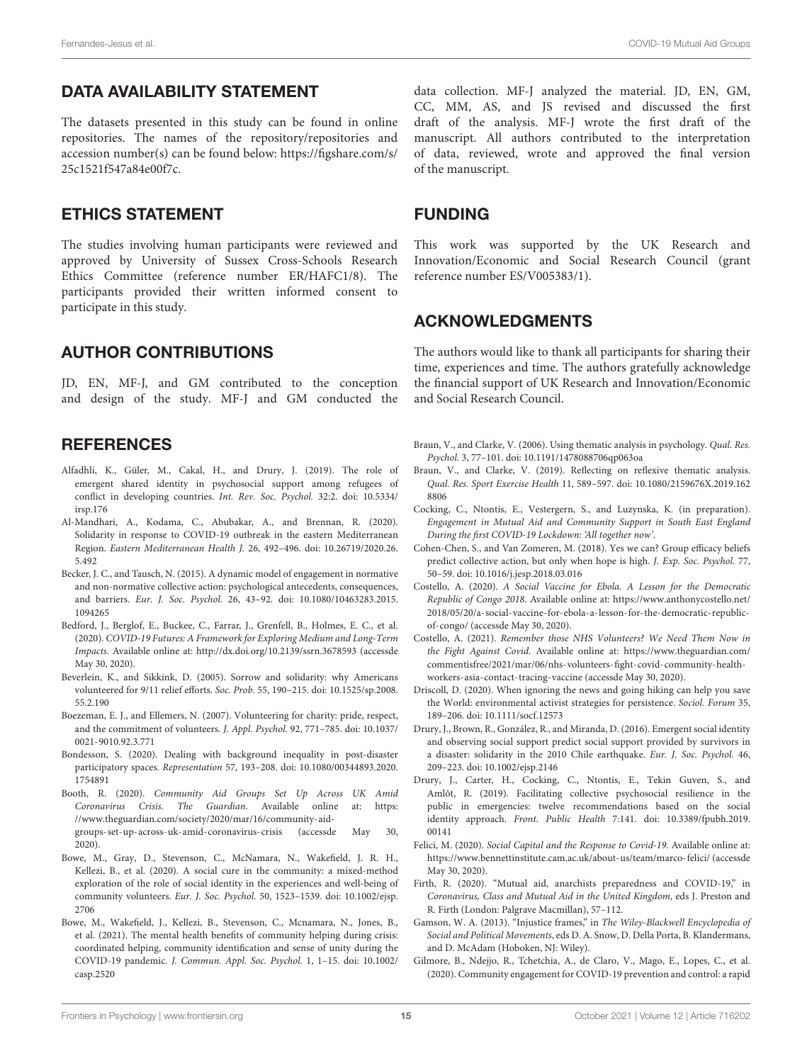## DATA AVAILABILITY STATEMENT

The datasets presented in this study can be found in online repositories. The names of the repository/repositories and accession number(s) can be found below: https://figshare.com/s/25c1521f547a84e00f7c.

## ETHICS STATEMENT

The studies involving human participants were reviewed and approved by University of Sussex Cross-Schools Research Ethics Committee (reference number ER/HAFC1/8). The participants provided their written informed consent to participate in this study.

## AUTHOR CONTRIBUTIONS

JD, EN, MF-J, and GM contributed to the conception and design of the study. MF-J and GM conducted the data collection. MF-J analyzed the material. JD, EN, GM, CC, MM, AS, and JS revised and discussed the first draft of the analysis. MF-J wrote the first draft of the manuscript. All authors contributed to the interpretation of data, reviewed, wrote and approved the final version of the manuscript.

## FUNDING

This work was supported by the UK Research and Innovation/Economic and Social Research Council (grant reference number ES/V005383/1).

## ACKNOWLEDGMENTS

The authors would like to thank all participants for sharing their time, experiences and time. The authors gratefully acknowledge the financial support of UK Research and Innovation/Economic and Social Research Council.

## REFERENCES

Alfadhli, K., Güler, M., Cakal, H., and Drury, J. (2019). The role of emergent shared identity in psychosocial support among refugees of conflict in developing countries. *Int. Rev. Soc. Psychol.* 32:2. doi: 10.5334/irsp.176

Al-Mandhari, A., Kodama, C., Abubakar, A., and Brennan, R. (2020). Solidarity in response to COVID-19 outbreak in the eastern Mediterranean Region. *Eastern Mediterranean Health J.* 26, 492–496. doi: 10.26719/2020.26.5.492

Becker, J. C., and Tausch, N. (2015). A dynamic model of engagement in normative and non-normative collective action: psychological antecedents, consequences, and barriers. *Eur. J. Soc. Psychol.* 26, 43–92. doi: 10.1080/10463283.2015.1094265

Bedford, J., Berglof, E., Buckee, C., Farrar, J., Grenfell, B., Holmes, E. C., et al. (2020). *COVID-19 Futures: A Framework for Exploring Medium and Long-Term Impacts*. Available online at: http://dx.doi.org/10.2139/ssrn.3678593 (accessde May 30, 2020).

Beverlein, K., and Sikkink, D. (2005). Sorrow and solidarity: why Americans volunteered for 9/11 relief efforts. *Soc. Prob.* 55, 190–215. doi: 10.1525/sp.2008.55.2.190

Boezeman, E. J., and Ellemers, N. (2007). Volunteering for charity: pride, respect, and the commitment of volunteers. *J. Appl. Psychol.* 92, 771–785. doi: 10.1037/0021-9010.92.3.771

Bondesson, S. (2020). Dealing with background inequality in post-disaster participatory spaces. *Representation* 57, 193–208. doi: 10.1080/00344893.2020.1754891

Booth, R. (2020). *Community Aid Groups Set Up Across UK Amid Coronavirus Crisis. The Guardian*. Available online at: https://www.theguardian.com/society/2020/mar/16/community-aid-groups-set-up-across-uk-amid-coronavirus-crisis (accessde May 30, 2020).

Bowe, M., Gray, D., Stevenson, C., McNamara, N., Wakefield, J. R. H., Kellezi, B., et al. (2020). A social cure in the community: a mixed-method exploration of the role of social identity in the experiences and well-being of community volunteers. *Eur. J. Soc. Psychol*. 50, 1523–1539. doi: 10.1002/ejsp.2706

Bowe, M., Wakefield, J., Kellezi, B., Stevenson, C., Mcnamara, N., Jones, B., et al. (2021). The mental health benefits of community helping during crisis: coordinated helping, community identification and sense of unity during the COVID-19 pandemic. *J. Commun. Appl. Soc. Psychol.* 1, 1–15. doi: 10.1002/casp.2520

Braun, V., and Clarke, V. (2006). Using thematic analysis in psychology. *Qual. Res. Psychol.* 3, 77–101. doi: 10.1191/1478088706qp063oa

Braun, V., and Clarke, V. (2019). Reflecting on reflexive thematic analysis. *Qual. Res. Sport Exercise Health* 11, 589–597. doi: 10.1080/2159676X.2019.1628806

Cocking, C., Ntontis, E., Vestergern, S., and Luzynska, K. (in preparation). *Engagement in Mutual Aid and Community Support in South East England During the first COVID-19 Lockdown: 'All together now'*.

Cohen-Chen, S., and Van Zomeren, M. (2018). Yes we can? Group efficacy beliefs predict collective action, but only when hope is high. *J. Exp. Soc. Psychol.* 77, 50–59. doi: 10.1016/j.jesp.2018.03.016

Costello, A. (2020). *A Social Vaccine for Ebola. A Lesson for the Democratic Republic of Congo 2018*. Available online at: https://www.anthonycostello.net/2018/05/20/a-social-vaccine-for-ebola-a-lesson-for-the-democratic-republic-of-congo/ (accessde May 30, 2020).

Costello, A. (2021). *Remember those NHS Volunteers? We Need Them Now in the Fight Against Covid*. Available online at: https://www.theguardian.com/commentisfree/2021/mar/06/nhs-volunteers-fight-covid-community-health-workers-asia-contact-tracing-vaccine (accessde May 30, 2020).

Driscoll, D. (2020). When ignoring the news and going hiking can help you save the World: environmental activist strategies for persistence. *Sociol. Forum* 35, 189–206. doi: 10.1111/socf.12573

Drury, J., Brown, R., González, R., and Miranda, D. (2016). Emergent social identity and observing social support predict social support provided by survivors in a disaster: solidarity in the 2010 Chile earthquake. *Eur. J. Soc. Psychol.* 46, 209–223. doi: 10.1002/ejsp.2146

Drury, J., Carter, H., Cocking, C., Ntontis, E., Tekin Guven, S., and Amlôt, R. (2019). Facilitating collective psychosocial resilience in the public in emergencies: twelve recommendations based on the social identity approach. *Front. Public Health* 7:141. doi: 10.3389/fpubh.2019.00141

Felici, M. (2020). *Social Capital and the Response to Covid-19*. Available online at: https://www.bennettinstitute.cam.ac.uk/about-us/team/marco-felici/ (accessde May 30, 2020).

Firth, R. (2020). "Mutual aid, anarchists preparedness and COVID-19," in *Coronavirus, Class and Mutual Aid in the United Kingdom*, eds J. Preston and R. Firth (London: Palgrave Macmillan), 57–112.

Gamson, W. A. (2013). "Injustice frames," in *The Wiley-Blackwell Encyclopedia of Social and Political Movements*, eds D. A. Snow, D. Della Porta, B. Klandermans, and D. McAdam (Hoboken, NJ: Wiley).

Gilmore, B., Ndejjo, R., Tchetchia, A., de Claro, V., Mago, E., Lopes, C., et al. (2020). Community engagement for COVID-19 prevention and control: a rapid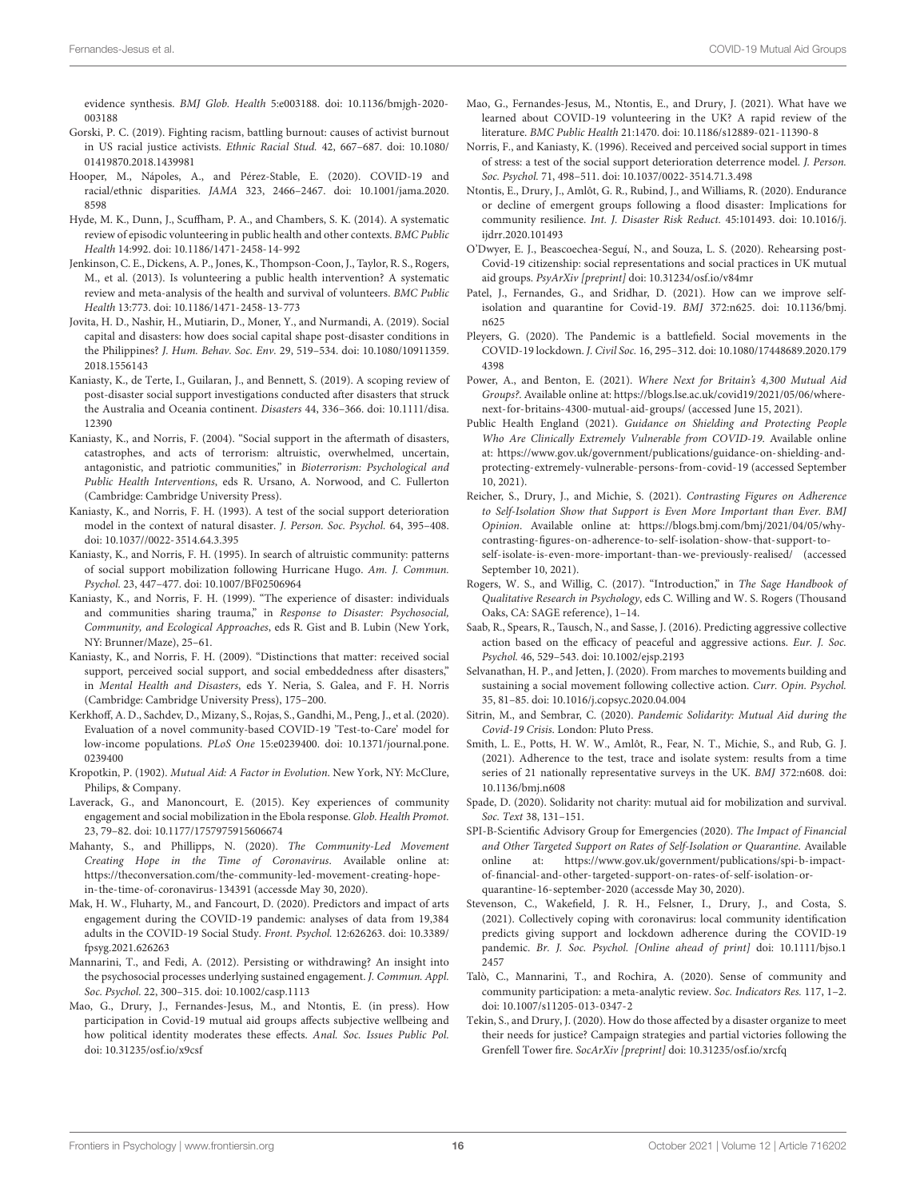evidence synthesis. *BMJ Glob. Health* 5:e003188. doi: 10.1136/bmjgh-2020-003188

Gorski, P. C. (2019). Fighting racism, battling burnout: causes of activist burnout in US racial justice activists. *Ethnic Racial Stud.* 42, 667–687. doi: 10.1080/01419870.2018.1439981

Hooper, M., Nápoles, A., and Pérez-Stable, E. (2020). COVID-19 and racial/ethnic disparities. *JAMA* 323, 2466–2467. doi: 10.1001/jama.2020.8598

Hyde, M. K., Dunn, J., Scuffham, P. A., and Chambers, S. K. (2014). A systematic review of episodic volunteering in public health and other contexts. *BMC Public Health* 14:992. doi: 10.1186/1471-2458-14-992

Jenkinson, C. E., Dickens, A. P., Jones, K., Thompson-Coon, J., Taylor, R. S., Rogers, M., et al. (2013). Is volunteering a public health intervention? A systematic review and meta-analysis of the health and survival of volunteers. *BMC Public Health* 13:773. doi: 10.1186/1471-2458-13-773

Jovita, H. D., Nashir, H., Mutiarin, D., Moner, Y., and Nurmandi, A. (2019). Social capital and disasters: how does social capital shape post-disaster conditions in the Philippines? *J. Hum. Behav. Soc. Env.* 29, 519–534. doi: 10.1080/10911359.2018.1556143

Kaniasty, K., de Terte, I., Guilaran, J., and Bennett, S. (2019). A scoping review of post-disaster social support investigations conducted after disasters that struck the Australia and Oceania continent. *Disasters* 44, 336–366. doi: 10.1111/disa.12390

Kaniasty, K., and Norris, F. (2004). "Social support in the aftermath of disasters, catastrophes, and acts of terrorism: altruistic, overwhelmed, uncertain, antagonistic, and patriotic communities," in *Bioterrorism: Psychological and Public Health Interventions*, eds R. Ursano, A. Norwood, and C. Fullerton (Cambridge: Cambridge University Press).

Kaniasty, K., and Norris, F. H. (1993). A test of the social support deterioration model in the context of natural disaster. *J. Person. Soc. Psychol.* 64, 395–408. doi: 10.1037//0022-3514.64.3.395

Kaniasty, K., and Norris, F. H. (1995). In search of altruistic community: patterns of social support mobilization following Hurricane Hugo. *Am. J. Commun. Psychol.* 23, 447–477. doi: 10.1007/BF02506964

Kaniasty, K., and Norris, F. H. (1999). "The experience of disaster: individuals and communities sharing trauma," in *Response to Disaster: Psychosocial, Community, and Ecological Approaches*, eds R. Gist and B. Lubin (New York, NY: Brunner/Maze), 25–61.

Kaniasty, K., and Norris, F. H. (2009). "Distinctions that matter: received social support, perceived social support, and social embeddedness after disasters," in *Mental Health and Disasters*, eds Y. Neria, S. Galea, and F. H. Norris (Cambridge: Cambridge University Press), 175–200.

Kerkhoff, A. D., Sachdev, D., Mizany, S., Rojas, S., Gandhi, M., Peng, J., et al. (2020). Evaluation of a novel community-based COVID-19 'Test-to-Care' model for low-income populations. *PLoS One* 15:e0239400. doi: 10.1371/journal.pone.0239400

Kropotkin, P. (1902). *Mutual Aid: A Factor in Evolution*. New York, NY: McClure, Philips, & Company.

Laverack, G., and Manoncourt, E. (2015). Key experiences of community engagement and social mobilization in the Ebola response. *Glob. Health Promot.* 23, 79–82. doi: 10.1177/1757975915606674

Mahanty, S., and Phillipps, N. (2020). *The Community-Led Movement Creating Hope in the Time of Coronavirus*. Available online at: https://theconversation.com/the-community-led-movement-creating-hope-in-the-time-of-coronavirus-134391 (accessde May 30, 2020).

Mak, H. W., Fluharty, M., and Fancourt, D. (2020). Predictors and impact of arts engagement during the COVID-19 pandemic: analyses of data from 19,384 adults in the COVID-19 Social Study. *Front. Psychol.* 12:626263. doi: 10.3389/fpsyg.2021.626263

Mannarini, T., and Fedi, A. (2012). Persisting or withdrawing? An insight into the psychosocial processes underlying sustained engagement. *J. Commun. Appl. Soc. Psychol.* 22, 300–315. doi: 10.1002/casp.1113

Mao, G., Drury, J., Fernandes-Jesus, M., and Ntontis, E. (in press). How participation in Covid-19 mutual aid groups affects subjective wellbeing and how political identity moderates these effects. *Anal. Soc. Issues Public Pol.* doi: 10.31235/osf.io/x9csf

Mao, G., Fernandes-Jesus, M., Ntontis, E., and Drury, J. (2021). What have we learned about COVID-19 volunteering in the UK? A rapid review of the literature. *BMC Public Health* 21:1470. doi: 10.1186/s12889-021-11390-8

Norris, F., and Kaniasty, K. (1996). Received and perceived social support in times of stress: a test of the social support deterioration deterrence model. *J. Person. Soc. Psychol.* 71, 498–511. doi: 10.1037/0022-3514.71.3.498

Ntontis, E., Drury, J., Amlôt, G. R., Rubind, J., and Williams, R. (2020). Endurance or decline of emergent groups following a flood disaster: Implications for community resilience. *Int. J. Disaster Risk Reduct.* 45:101493. doi: 10.1016/j.ijdrr.2020.101493

O'Dwyer, E. J., Beascoechea-Seguí, N., and Souza, L. S. (2020). Rehearsing post-Covid-19 citizenship: social representations and social practices in UK mutual aid groups. *PsyArXiv [preprint]* doi: 10.31234/osf.io/v84mr

Patel, J., Fernandes, G., and Sridhar, D. (2021). How can we improve self-isolation and quarantine for Covid-19. *BMJ* 372:n625. doi: 10.1136/bmj.n625

Pleyers, G. (2020). The Pandemic is a battlefield. Social movements in the COVID-19 lockdown. *J. Civil Soc.* 16, 295–312. doi: 10.1080/17448689.2020.1794398

Power, A., and Benton, E. (2021). *Where Next for Britain's 4,300 Mutual Aid Groups?*. Available online at: https://blogs.lse.ac.uk/covid19/2021/05/06/where-next-for-britains-4300-mutual-aid-groups/ (accessed June 15, 2021).

Public Health England (2021). *Guidance on Shielding and Protecting People Who Are Clinically Extremely Vulnerable from COVID-19*. Available online at: https://www.gov.uk/government/publications/guidance-on-shielding-and-protecting-extremely-vulnerable-persons-from-covid-19 (accessed September 10, 2021).

Reicher, S., Drury, J., and Michie, S. (2021). *Contrasting Figures on Adherence to Self-Isolation Show that Support is Even More Important than Ever. BMJ Opinion*. Available online at: https://blogs.bmj.com/bmj/2021/04/05/why-contrasting-figures-on-adherence-to-self-isolation-show-that-support-to-self-isolate-is-even-more-important-than-we-previously-realised/ (accessed September 10, 2021).

Rogers, W. S., and Willig, C. (2017). "Introduction," in *The Sage Handbook of Qualitative Research in Psychology*, eds C. Willing and W. S. Rogers (Thousand Oaks, CA: SAGE reference), 1–14.

Saab, R., Spears, R., Tausch, N., and Sasse, J. (2016). Predicting aggressive collective action based on the efficacy of peaceful and aggressive actions. *Eur. J. Soc. Psychol.* 46, 529–543. doi: 10.1002/ejsp.2193

Selvanathan, H. P., and Jetten, J. (2020). From marches to movements building and sustaining a social movement following collective action. *Curr. Opin. Psychol.* 35, 81–85. doi: 10.1016/j.copsyc.2020.04.004

Sitrin, M., and Sembrar, C. (2020). *Pandemic Solidarity: Mutual Aid during the Covid-19 Crisis*. London: Pluto Press.

Smith, L. E., Potts, H. W. W., Amlôt, R., Fear, N. T., Michie, S., and Rub, G. J. (2021). Adherence to the test, trace and isolate system: results from a time series of 21 nationally representative surveys in the UK. *BMJ* 372:n608. doi: 10.1136/bmj.n608

Spade, D. (2020). Solidarity not charity: mutual aid for mobilization and survival. *Soc. Text* 38, 131–151.

SPI-B-Scientific Advisory Group for Emergencies (2020). *The Impact of Financial and Other Targeted Support on Rates of Self-Isolation or Quarantine*. Available online at: https://www.gov.uk/government/publications/spi-b-impact-of-financial-and-other-targeted-support-on-rates-of-self-isolation-or-quarantine-16-september-2020 (accessde May 30, 2020).

Stevenson, C., Wakefield, J. R. H., Felsner, I., Drury, J., and Costa, S. (2021). Collectively coping with coronavirus: local community identification predicts giving support and lockdown adherence during the COVID-19 pandemic. *Br. J. Soc. Psychol. [Online ahead of print]* doi: 10.1111/bjso.12457

Talò, C., Mannarini, T., and Rochira, A. (2020). Sense of community and community participation: a meta-analytic review. *Soc. Indicators Res.* 117, 1–2. doi: 10.1007/s11205-013-0347-2

Tekin, S., and Drury, J. (2020). How do those affected by a disaster organize to meet their needs for justice? Campaign strategies and partial victories following the Grenfell Tower fire. *SocArXiv [preprint]* doi: 10.31235/osf.io/xrcfq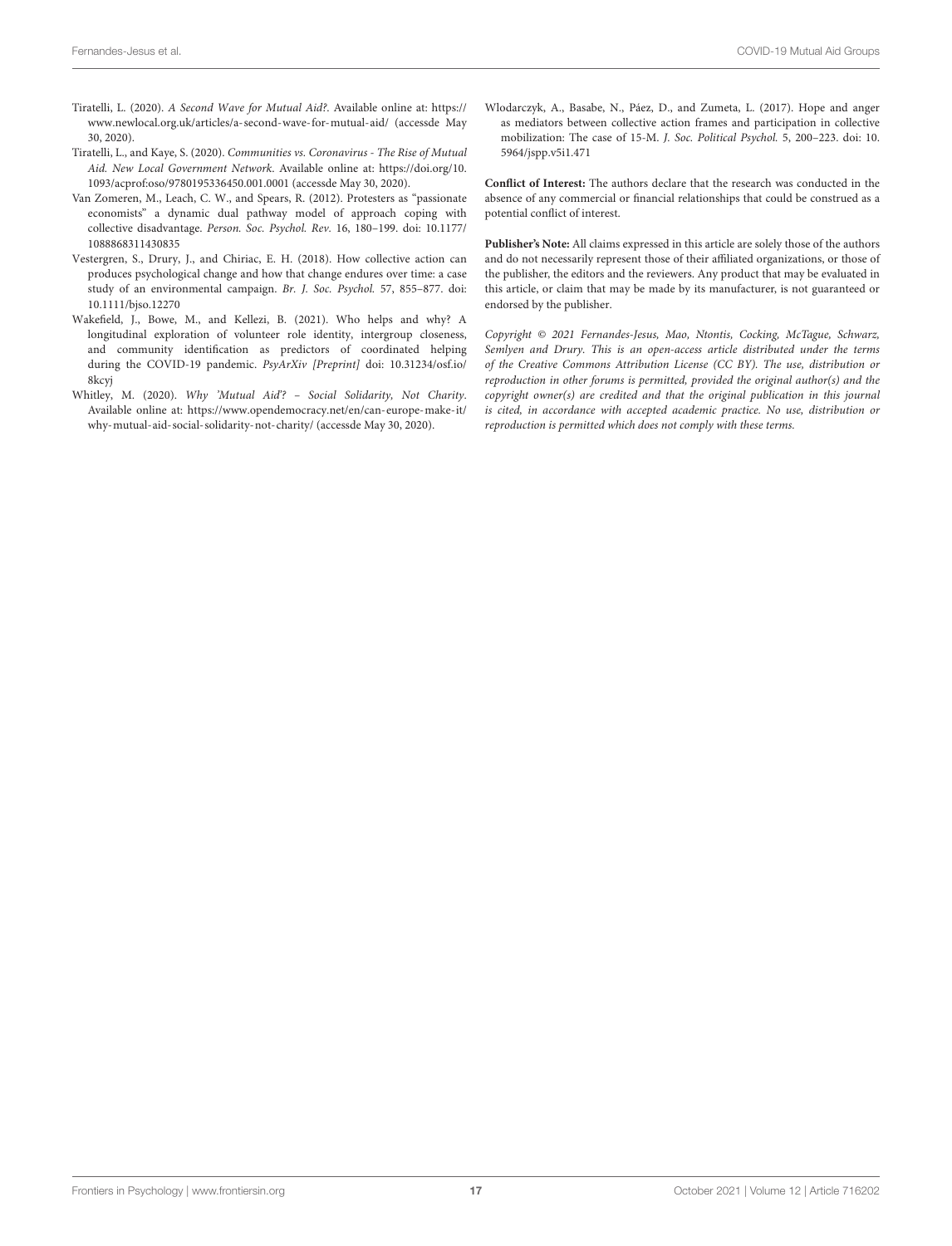Tiratelli, L. (2020). *A Second Wave for Mutual Aid?*. Available online at: https://www.newlocal.org.uk/articles/a-second-wave-for-mutual-aid/ (accessde May 30, 2020).

Tiratelli, L., and Kaye, S. (2020). *Communities vs. Coronavirus - The Rise of Mutual Aid. New Local Government Network*. Available online at: https://doi.org/10.1093/acprof:oso/9780195336450.001.0001 (accessde May 30, 2020).

Van Zomeren, M., Leach, C. W., and Spears, R. (2012). Protesters as "passionate economists" a dynamic dual pathway model of approach coping with collective disadvantage. *Person. Soc. Psychol. Rev*. 16, 180–199. doi: 10.1177/1088868311430835

Vestergren, S., Drury, J., and Chiriac, E. H. (2018). How collective action can produces psychological change and how that change endures over time: a case study of an environmental campaign. *Br. J. Soc. Psychol.* 57, 855–877. doi: 10.1111/bjso.12270

Wakefield, J., Bowe, M., and Kellezi, B. (2021). Who helps and why? A longitudinal exploration of volunteer role identity, intergroup closeness, and community identification as predictors of coordinated helping during the COVID-19 pandemic. *PsyArXiv [Preprint]* doi: 10.31234/osf.io/8kcyj

Whitley, M. (2020). *Why 'Mutual Aid'? – Social Solidarity, Not Charity*. Available online at: https://www.opendemocracy.net/en/can-europe-make-it/why-mutual-aid-social-solidarity-not-charity/ (accessde May 30, 2020).

Wlodarczyk, A., Basabe, N., Páez, D., and Zumeta, L. (2017). Hope and anger as mediators between collective action frames and participation in collective mobilization: The case of 15-M. *J. Soc. Political Psychol.* 5, 200–223. doi: 10.5964/jspp.v5i1.471

**Conflict of Interest:** The authors declare that the research was conducted in the absence of any commercial or financial relationships that could be construed as a potential conflict of interest.

**Publisher's Note:** All claims expressed in this article are solely those of the authors and do not necessarily represent those of their affiliated organizations, or those of the publisher, the editors and the reviewers. Any product that may be evaluated in this article, or claim that may be made by its manufacturer, is not guaranteed or endorsed by the publisher.

*Copyright © 2021 Fernandes-Jesus, Mao, Ntontis, Cocking, McTague, Schwarz, Semlyen and Drury. This is an open-access article distributed under the terms of the Creative Commons Attribution License (CC BY). The use, distribution or reproduction in other forums is permitted, provided the original author(s) and the copyright owner(s) are credited and that the original publication in this journal is cited, in accordance with accepted academic practice. No use, distribution or reproduction is permitted which does not comply with these terms.*